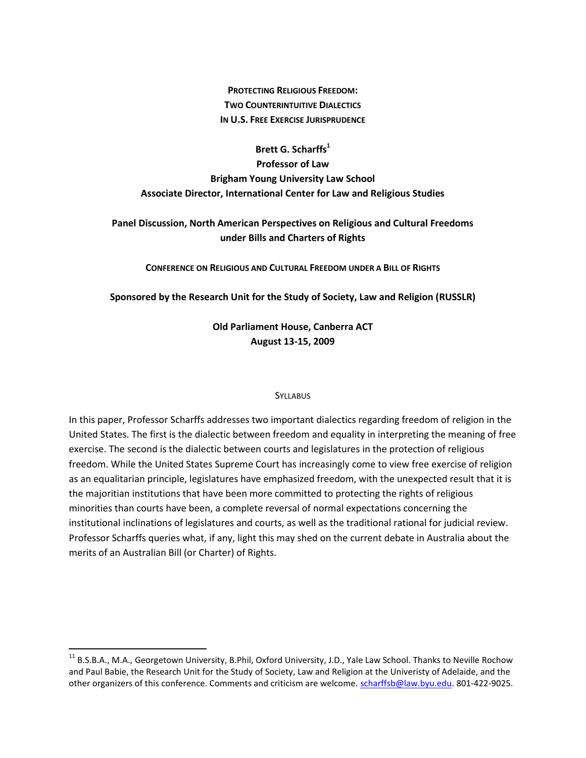# PROTECTING RELIGIOUS FREEDOM: TWO COUNTERINTUITIVE DIALECTICS IN U.S. FREE EXERCISE JURISPRUDENCE

**Brett G. Scharffs[1]**
**Professor of Law**
**Brigham Young University Law School**
**Associate Director, International Center for Law and Religious Studies**

**Panel Discussion, North American Perspectives on Religious and Cultural Freedoms under Bills and Charters of Rights**

**CONFERENCE ON RELIGIOUS AND CULTURAL FREEDOM UNDER A BILL OF RIGHTS**

**Sponsored by the Research Unit for the Study of Society, Law and Religion (RUSSLR)**

**Old Parliament House, Canberra ACT**
**August 13-15, 2009**

## SYLLABUS

In this paper, Professor Scharffs addresses two important dialectics regarding freedom of religion in the United States. The first is the dialectic between freedom and equality in interpreting the meaning of free exercise. The second is the dialectic between courts and legislatures in the protection of religious freedom. While the United States Supreme Court has increasingly come to view free exercise of religion as an equalitarian principle, legislatures have emphasized freedom, with the unexpected result that it is the majoritian institutions that have been more committed to protecting the rights of religious minorities than courts have been, a complete reversal of normal expectations concerning the institutional inclinations of legislatures and courts, as well as the traditional rational for judicial review. Professor Scharffs queries what, if any, light this may shed on the current debate in Australia about the merits of an Australian Bill (or Charter) of Rights.

---

[11] B.S.B.A., M.A., Georgetown University, B.Phil, Oxford University, J.D., Yale Law School. Thanks to Neville Rochow and Paul Babie, the Research Unit for the Study of Society, Law and Religion at the Univeristy of Adelaide, and the other organizers of this conference. Comments and criticism are welcome. scharffsb@law.byu.edu. 801-422-9025.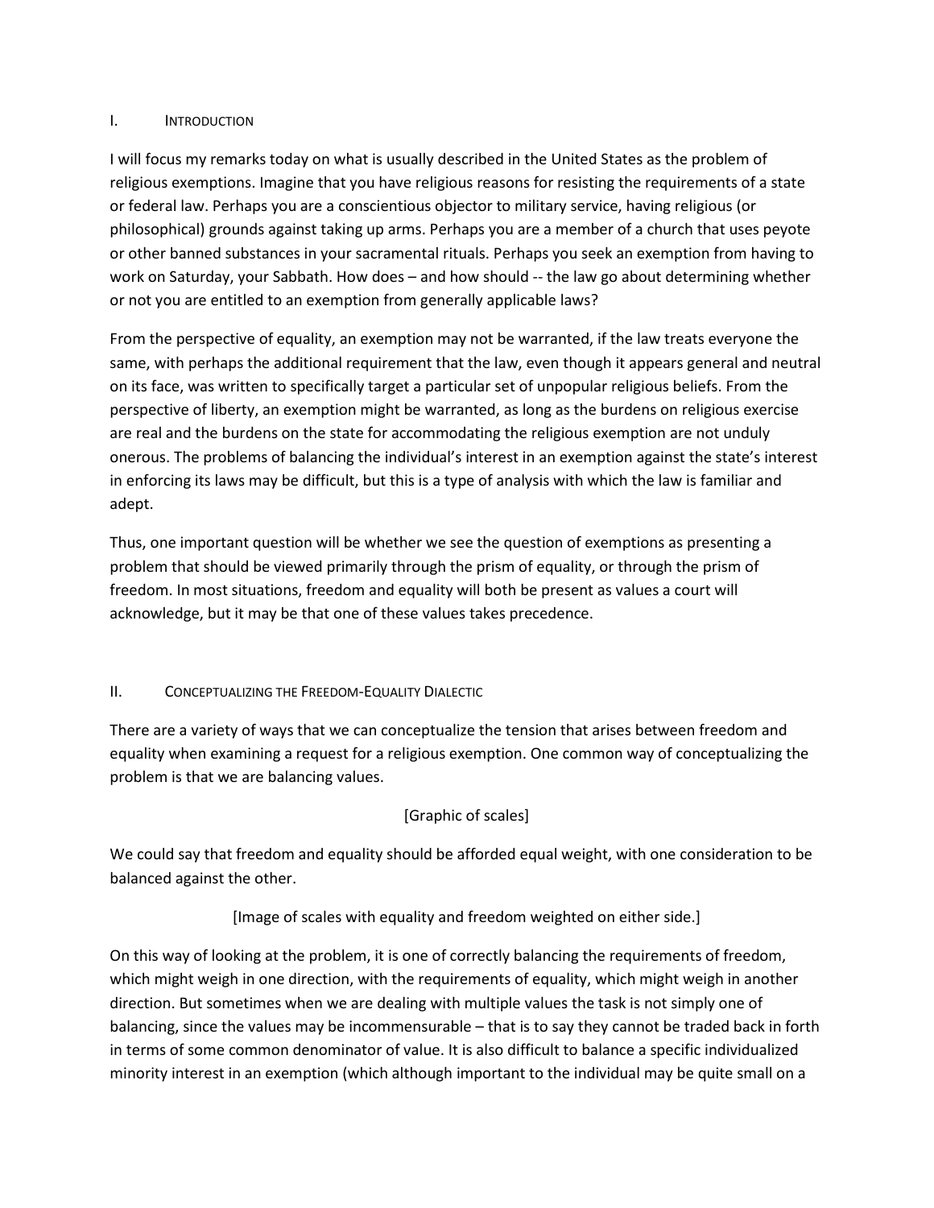## I. Introduction

I will focus my remarks today on what is usually described in the United States as the problem of religious exemptions. Imagine that you have religious reasons for resisting the requirements of a state or federal law. Perhaps you are a conscientious objector to military service, having religious (or philosophical) grounds against taking up arms. Perhaps you are a member of a church that uses peyote or other banned substances in your sacramental rituals. Perhaps you seek an exemption from having to work on Saturday, your Sabbath. How does – and how should -- the law go about determining whether or not you are entitled to an exemption from generally applicable laws?

From the perspective of equality, an exemption may not be warranted, if the law treats everyone the same, with perhaps the additional requirement that the law, even though it appears general and neutral on its face, was written to specifically target a particular set of unpopular religious beliefs. From the perspective of liberty, an exemption might be warranted, as long as the burdens on religious exercise are real and the burdens on the state for accommodating the religious exemption are not unduly onerous. The problems of balancing the individual's interest in an exemption against the state's interest in enforcing its laws may be difficult, but this is a type of analysis with which the law is familiar and adept.

Thus, one important question will be whether we see the question of exemptions as presenting a problem that should be viewed primarily through the prism of equality, or through the prism of freedom. In most situations, freedom and equality will both be present as values a court will acknowledge, but it may be that one of these values takes precedence.

## II. Conceptualizing the Freedom-Equality Dialectic

There are a variety of ways that we can conceptualize the tension that arises between freedom and equality when examining a request for a religious exemption. One common way of conceptualizing the problem is that we are balancing values.

[Graphic of scales]

We could say that freedom and equality should be afforded equal weight, with one consideration to be balanced against the other.

[Image of scales with equality and freedom weighted on either side.]

On this way of looking at the problem, it is one of correctly balancing the requirements of freedom, which might weigh in one direction, with the requirements of equality, which might weigh in another direction. But sometimes when we are dealing with multiple values the task is not simply one of balancing, since the values may be incommensurable – that is to say they cannot be traded back in forth in terms of some common denominator of value. It is also difficult to balance a specific individualized minority interest in an exemption (which although important to the individual may be quite small on a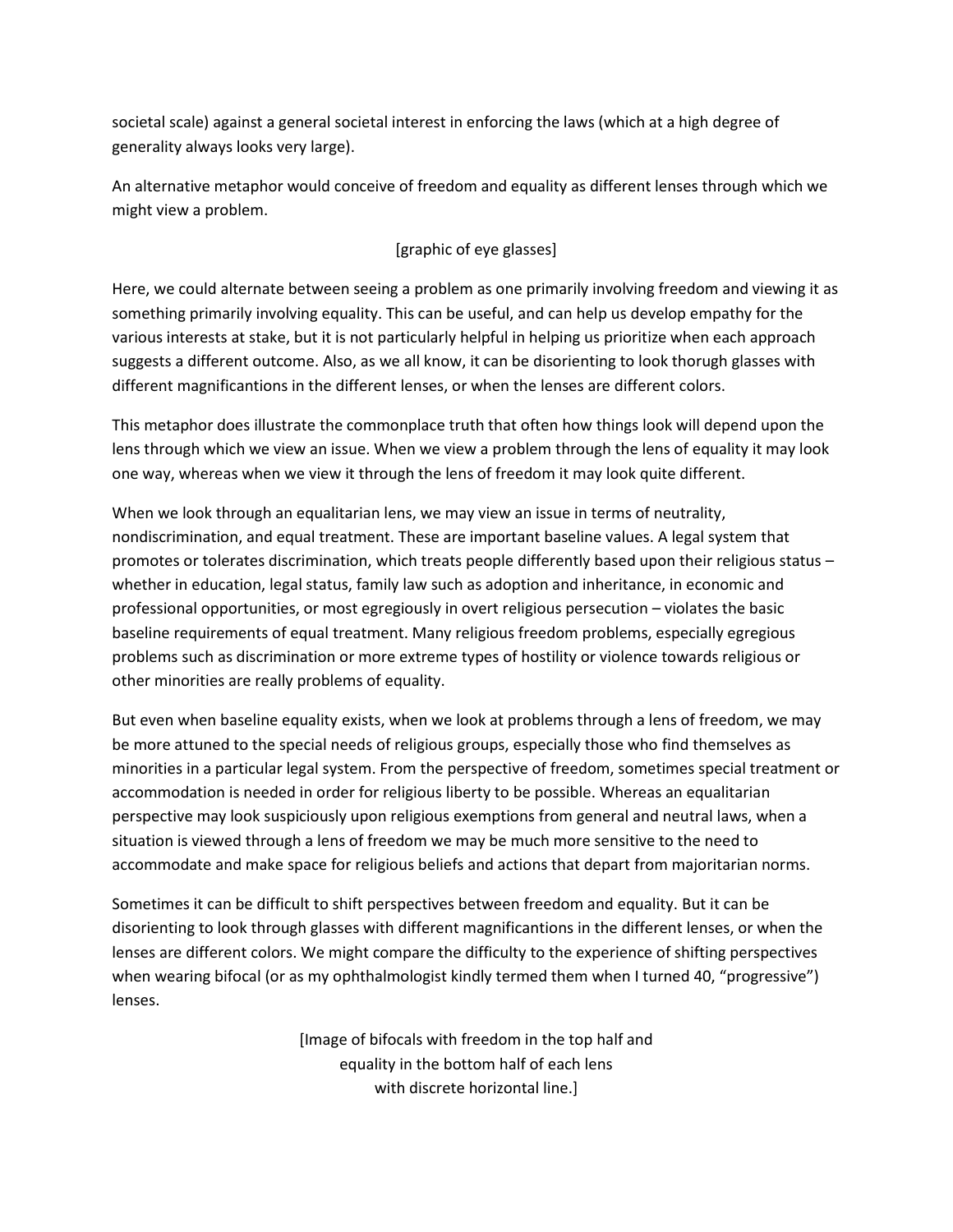societal scale) against a general societal interest in enforcing the laws (which at a high degree of generality always looks very large).

An alternative metaphor would conceive of freedom and equality as different lenses through which we might view a problem.

[graphic of eye glasses]

Here, we could alternate between seeing a problem as one primarily involving freedom and viewing it as something primarily involving equality. This can be useful, and can help us develop empathy for the various interests at stake, but it is not particularly helpful in helping us prioritize when each approach suggests a different outcome. Also, as we all know, it can be disorienting to look thorugh glasses with different magnificantions in the different lenses, or when the lenses are different colors.

This metaphor does illustrate the commonplace truth that often how things look will depend upon the lens through which we view an issue. When we view a problem through the lens of equality it may look one way, whereas when we view it through the lens of freedom it may look quite different.

When we look through an equalitarian lens, we may view an issue in terms of neutrality, nondiscrimination, and equal treatment. These are important baseline values. A legal system that promotes or tolerates discrimination, which treats people differently based upon their religious status – whether in education, legal status, family law such as adoption and inheritance, in economic and professional opportunities, or most egregiously in overt religious persecution – violates the basic baseline requirements of equal treatment. Many religious freedom problems, especially egregious problems such as discrimination or more extreme types of hostility or violence towards religious or other minorities are really problems of equality.

But even when baseline equality exists, when we look at problems through a lens of freedom, we may be more attuned to the special needs of religious groups, especially those who find themselves as minorities in a particular legal system. From the perspective of freedom, sometimes special treatment or accommodation is needed in order for religious liberty to be possible. Whereas an equalitarian perspective may look suspiciously upon religious exemptions from general and neutral laws, when a situation is viewed through a lens of freedom we may be much more sensitive to the need to accommodate and make space for religious beliefs and actions that depart from majoritarian norms.

Sometimes it can be difficult to shift perspectives between freedom and equality. But it can be disorienting to look through glasses with different magnificantions in the different lenses, or when the lenses are different colors. We might compare the difficulty to the experience of shifting perspectives when wearing bifocal (or as my ophthalmologist kindly termed them when I turned 40, "progressive") lenses.

[Image of bifocals with freedom in the top half and equality in the bottom half of each lens with discrete horizontal line.]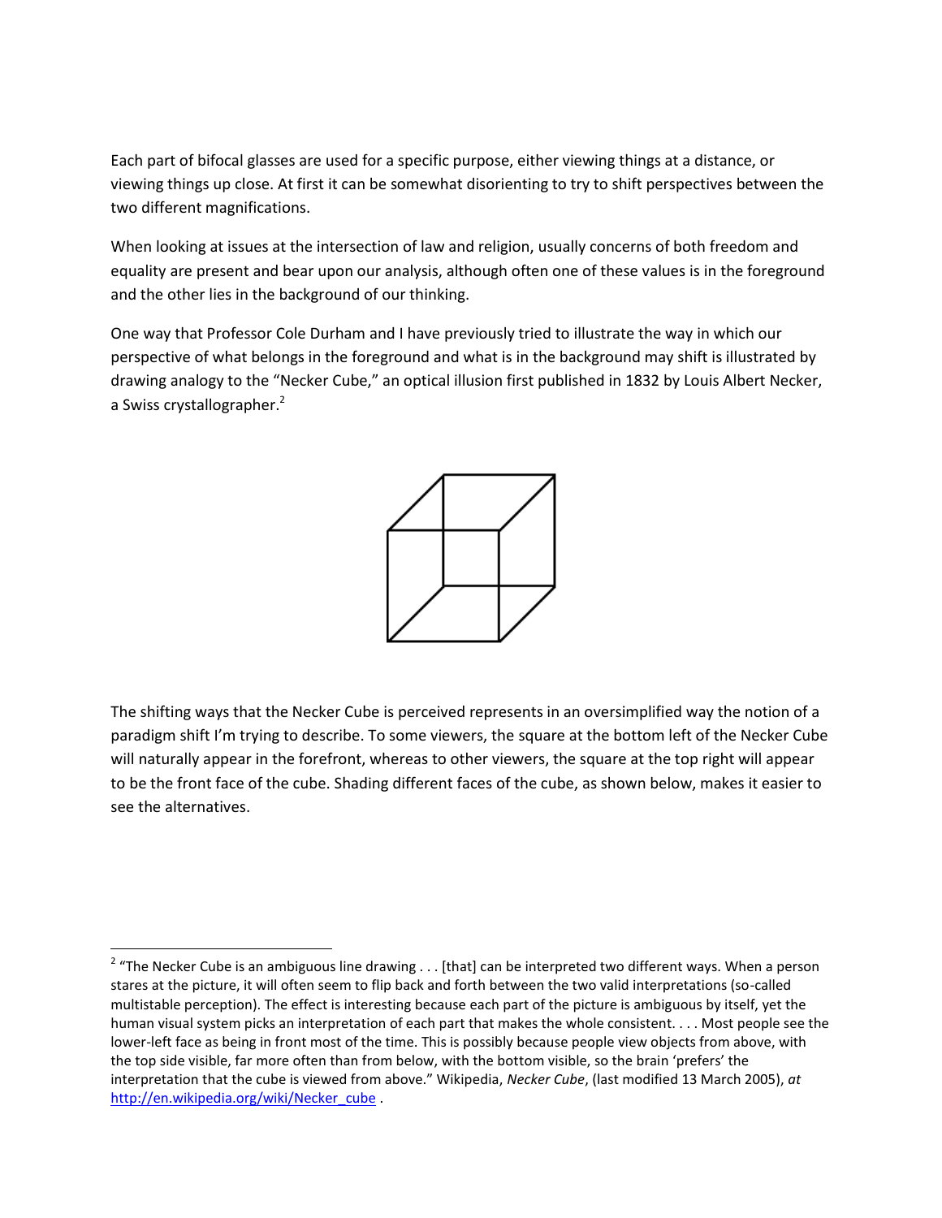Each part of bifocal glasses are used for a specific purpose, either viewing things at a distance, or viewing things up close. At first it can be somewhat disorienting to try to shift perspectives between the two different magnifications.

When looking at issues at the intersection of law and religion, usually concerns of both freedom and equality are present and bear upon our analysis, although often one of these values is in the foreground and the other lies in the background of our thinking.

One way that Professor Cole Durham and I have previously tried to illustrate the way in which our perspective of what belongs in the foreground and what is in the background may shift is illustrated by drawing analogy to the "Necker Cube," an optical illusion first published in 1832 by Louis Albert Necker, a Swiss crystallographer.[2]

The shifting ways that the Necker Cube is perceived represents in an oversimplified way the notion of a paradigm shift I'm trying to describe. To some viewers, the square at the bottom left of the Necker Cube will naturally appear in the forefront, whereas to other viewers, the square at the top right will appear to be the front face of the cube. Shading different faces of the cube, as shown below, makes it easier to see the alternatives.

---

[2] "The Necker Cube is an ambiguous line drawing . . . [that] can be interpreted two different ways. When a person stares at the picture, it will often seem to flip back and forth between the two valid interpretations (so-called multistable perception). The effect is interesting because each part of the picture is ambiguous by itself, yet the human visual system picks an interpretation of each part that makes the whole consistent. . . . Most people see the lower-left face as being in front most of the time. This is possibly because people view objects from above, with the top side visible, far more often than from below, with the bottom visible, so the brain 'prefers' the interpretation that the cube is viewed from above." Wikipedia, *Necker Cube*, (last modified 13 March 2005), *at* http://en.wikipedia.org/wiki/Necker_cube .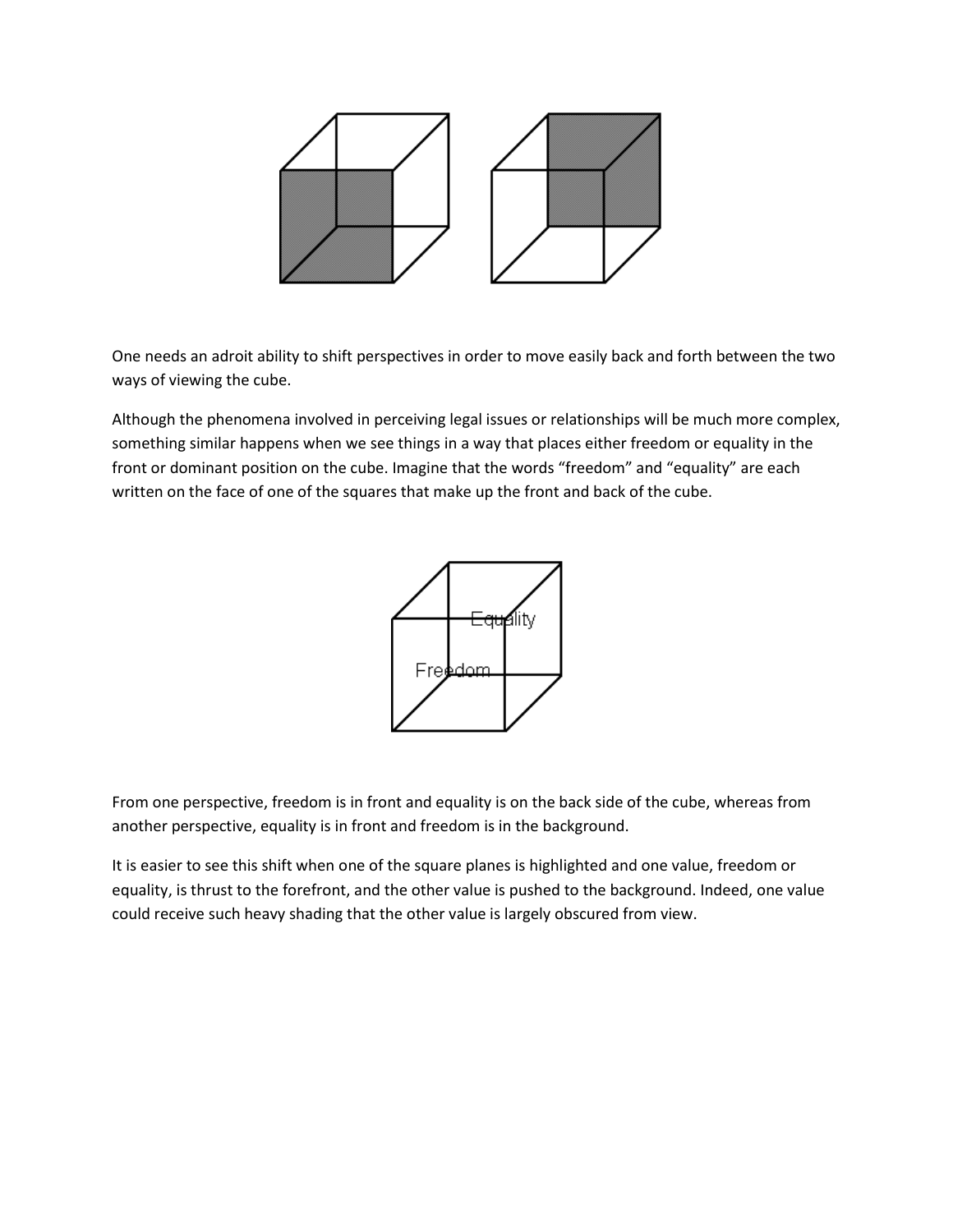One needs an adroit ability to shift perspectives in order to move easily back and forth between the two ways of viewing the cube.

Although the phenomena involved in perceiving legal issues or relationships will be much more complex, something similar happens when we see things in a way that places either freedom or equality in the front or dominant position on the cube. Imagine that the words "freedom" and "equality" are each written on the face of one of the squares that make up the front and back of the cube.

From one perspective, freedom is in front and equality is on the back side of the cube, whereas from another perspective, equality is in front and freedom is in the background.

It is easier to see this shift when one of the square planes is highlighted and one value, freedom or equality, is thrust to the forefront, and the other value is pushed to the background. Indeed, one value could receive such heavy shading that the other value is largely obscured from view.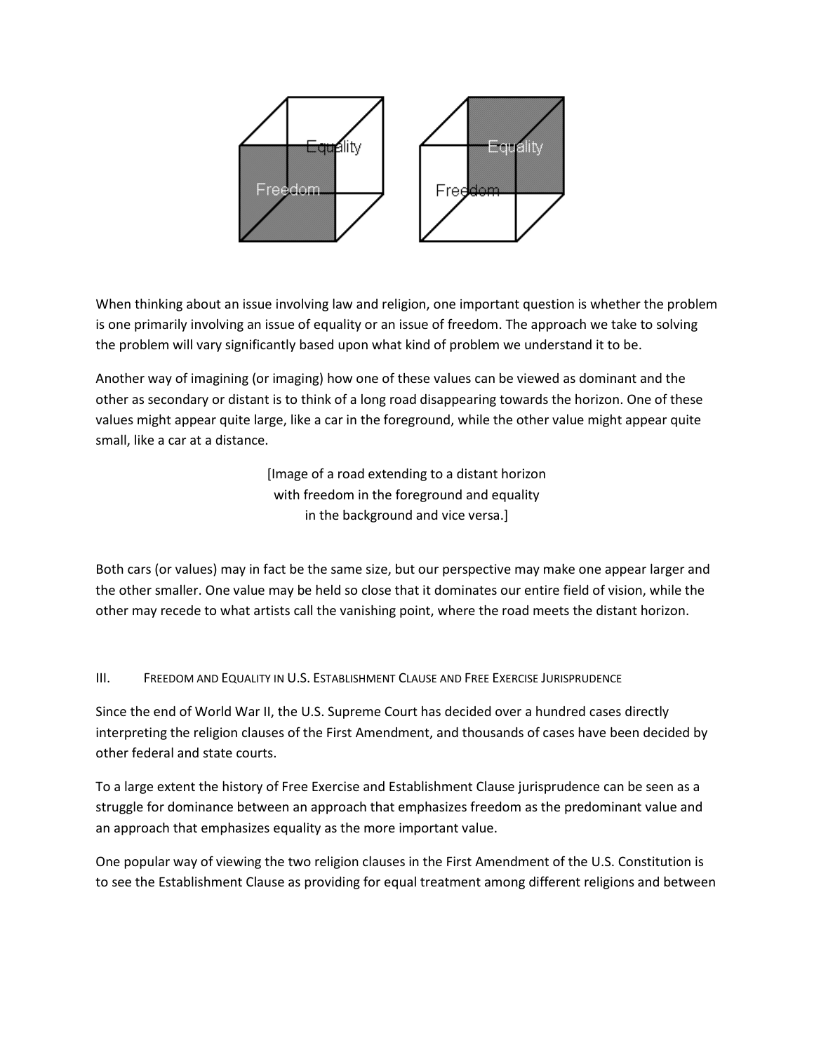When thinking about an issue involving law and religion, one important question is whether the problem is one primarily involving an issue of equality or an issue of freedom. The approach we take to solving the problem will vary significantly based upon what kind of problem we understand it to be.

Another way of imagining (or imaging) how one of these values can be viewed as dominant and the other as secondary or distant is to think of a long road disappearing towards the horizon. One of these values might appear quite large, like a car in the foreground, while the other value might appear quite small, like a car at a distance.

[Image of a road extending to a distant horizon with freedom in the foreground and equality in the background and vice versa.]

Both cars (or values) may in fact be the same size, but our perspective may make one appear larger and the other smaller. One value may be held so close that it dominates our entire field of vision, while the other may recede to what artists call the vanishing point, where the road meets the distant horizon.

## III. Freedom and Equality in U.S. Establishment Clause and Free Exercise Jurisprudence

Since the end of World War II, the U.S. Supreme Court has decided over a hundred cases directly interpreting the religion clauses of the First Amendment, and thousands of cases have been decided by other federal and state courts.

To a large extent the history of Free Exercise and Establishment Clause jurisprudence can be seen as a struggle for dominance between an approach that emphasizes freedom as the predominant value and an approach that emphasizes equality as the more important value.

One popular way of viewing the two religion clauses in the First Amendment of the U.S. Constitution is to see the Establishment Clause as providing for equal treatment among different religions and between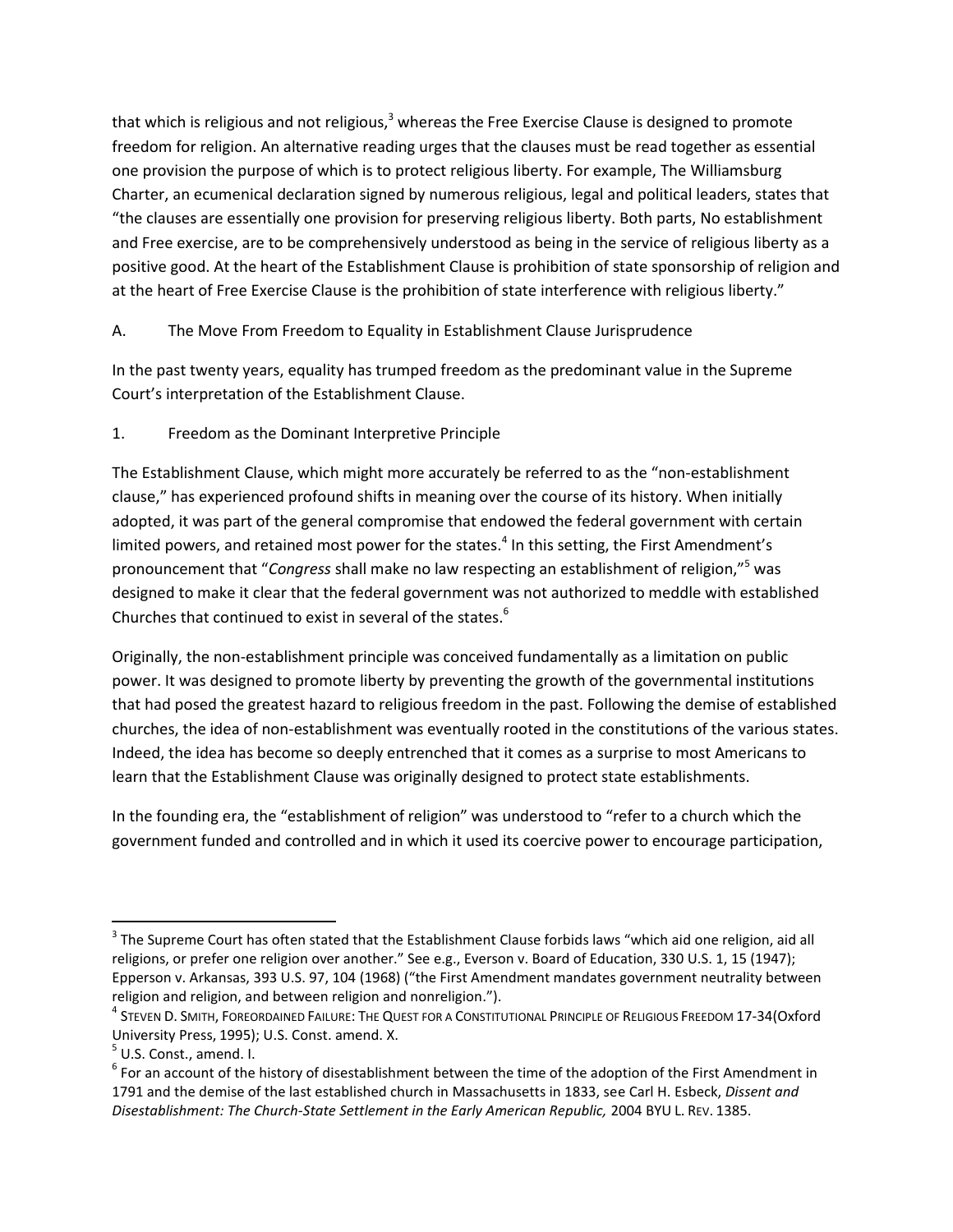that which is religious and not religious,[3] whereas the Free Exercise Clause is designed to promote freedom for religion. An alternative reading urges that the clauses must be read together as essential one provision the purpose of which is to protect religious liberty. For example, The Williamsburg Charter, an ecumenical declaration signed by numerous religious, legal and political leaders, states that "the clauses are essentially one provision for preserving religious liberty. Both parts, No establishment and Free exercise, are to be comprehensively understood as being in the service of religious liberty as a positive good. At the heart of the Establishment Clause is prohibition of state sponsorship of religion and at the heart of Free Exercise Clause is the prohibition of state interference with religious liberty."

## A. The Move From Freedom to Equality in Establishment Clause Jurisprudence

In the past twenty years, equality has trumped freedom as the predominant value in the Supreme Court's interpretation of the Establishment Clause.

### 1. Freedom as the Dominant Interpretive Principle

The Establishment Clause, which might more accurately be referred to as the "non-establishment clause," has experienced profound shifts in meaning over the course of its history. When initially adopted, it was part of the general compromise that endowed the federal government with certain limited powers, and retained most power for the states.[4] In this setting, the First Amendment's pronouncement that "*Congress* shall make no law respecting an establishment of religion,"[5] was designed to make it clear that the federal government was not authorized to meddle with established Churches that continued to exist in several of the states.[6]

Originally, the non-establishment principle was conceived fundamentally as a limitation on public power. It was designed to promote liberty by preventing the growth of the governmental institutions that had posed the greatest hazard to religious freedom in the past. Following the demise of established churches, the idea of non-establishment was eventually rooted in the constitutions of the various states. Indeed, the idea has become so deeply entrenched that it comes as a surprise to most Americans to learn that the Establishment Clause was originally designed to protect state establishments.

In the founding era, the "establishment of religion" was understood to "refer to a church which the government funded and controlled and in which it used its coercive power to encourage participation,

---

[3] The Supreme Court has often stated that the Establishment Clause forbids laws "which aid one religion, aid all religions, or prefer one religion over another." See e.g., Everson v. Board of Education, 330 U.S. 1, 15 (1947); Epperson v. Arkansas, 393 U.S. 97, 104 (1968) ("the First Amendment mandates government neutrality between religion and religion, and between religion and nonreligion.").

[4] Steven D. Smith, Foreordained Failure: The Quest for a Constitutional Principle of Religious Freedom 17-34(Oxford University Press, 1995); U.S. Const. amend. X.

[5] U.S. Const., amend. I.

[6] For an account of the history of disestablishment between the time of the adoption of the First Amendment in 1791 and the demise of the last established church in Massachusetts in 1833, see Carl H. Esbeck, *Dissent and Disestablishment: The Church-State Settlement in the Early American Republic,* 2004 BYU L. Rev. 1385.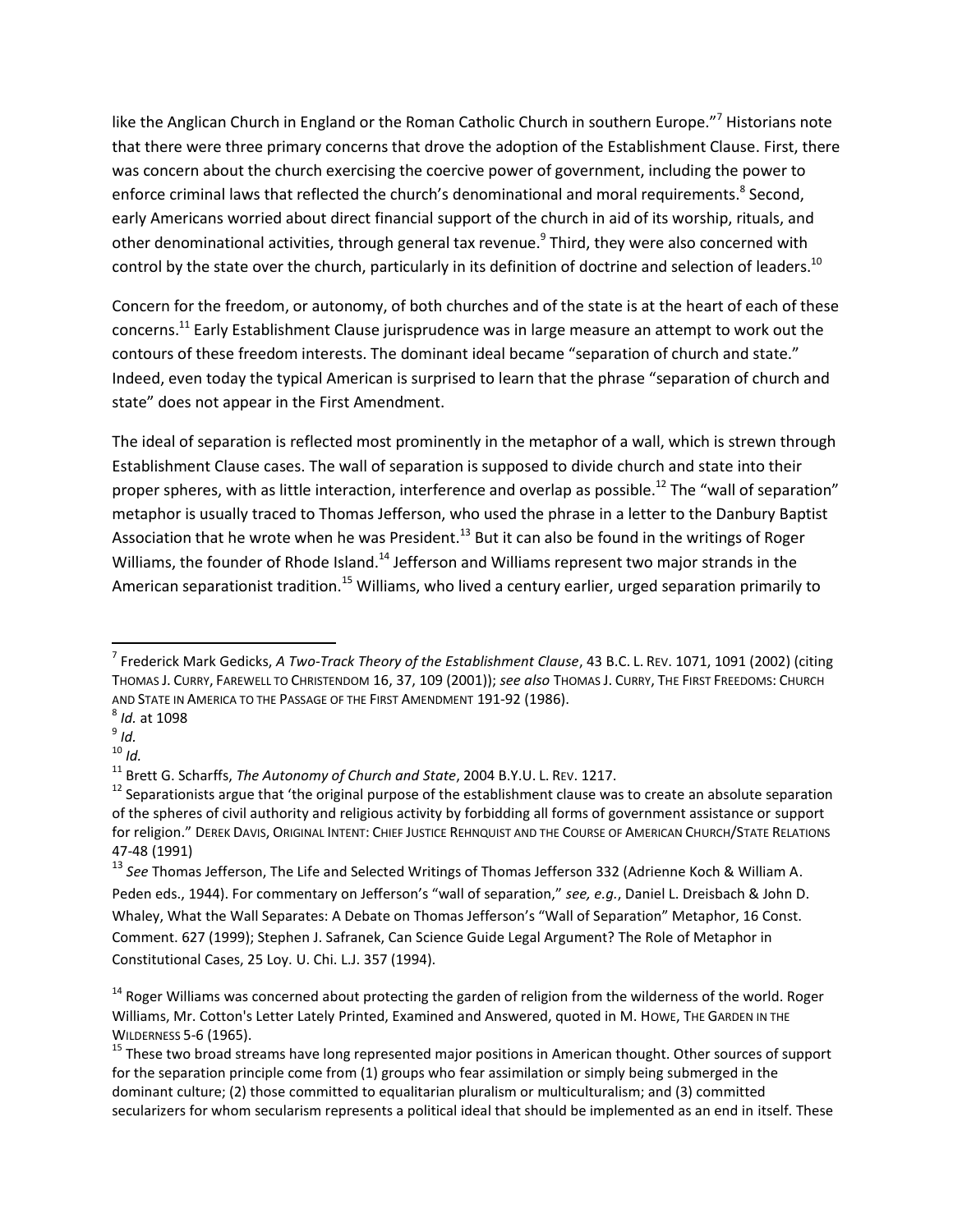like the Anglican Church in England or the Roman Catholic Church in southern Europe."[7] Historians note that there were three primary concerns that drove the adoption of the Establishment Clause. First, there was concern about the church exercising the coercive power of government, including the power to enforce criminal laws that reflected the church's denominational and moral requirements.[8] Second, early Americans worried about direct financial support of the church in aid of its worship, rituals, and other denominational activities, through general tax revenue.[9] Third, they were also concerned with control by the state over the church, particularly in its definition of doctrine and selection of leaders.[10]

Concern for the freedom, or autonomy, of both churches and of the state is at the heart of each of these concerns.[11] Early Establishment Clause jurisprudence was in large measure an attempt to work out the contours of these freedom interests. The dominant ideal became "separation of church and state." Indeed, even today the typical American is surprised to learn that the phrase "separation of church and state" does not appear in the First Amendment.

The ideal of separation is reflected most prominently in the metaphor of a wall, which is strewn through Establishment Clause cases. The wall of separation is supposed to divide church and state into their proper spheres, with as little interaction, interference and overlap as possible.[12] The "wall of separation" metaphor is usually traced to Thomas Jefferson, who used the phrase in a letter to the Danbury Baptist Association that he wrote when he was President.[13] But it can also be found in the writings of Roger Williams, the founder of Rhode Island.[14] Jefferson and Williams represent two major strands in the American separationist tradition.[15] Williams, who lived a century earlier, urged separation primarily to

---

[7] Frederick Mark Gedicks, *A Two-Track Theory of the Establishment Clause*, 43 B.C. L. REV. 1071, 1091 (2002) (citing THOMAS J. CURRY, FAREWELL TO CHRISTENDOM 16, 37, 109 (2001)); *see also* THOMAS J. CURRY, THE FIRST FREEDOMS: CHURCH AND STATE IN AMERICA TO THE PASSAGE OF THE FIRST AMENDMENT 191-92 (1986).

[8] *Id.* at 1098

[9] *Id.*

[10] *Id.*

[11] Brett G. Scharffs, *The Autonomy of Church and State*, 2004 B.Y.U. L. REV. 1217.

[12] Separationists argue that 'the original purpose of the establishment clause was to create an absolute separation of the spheres of civil authority and religious activity by forbidding all forms of government assistance or support for religion." DEREK DAVIS, ORIGINAL INTENT: CHIEF JUSTICE REHNQUIST AND THE COURSE OF AMERICAN CHURCH/STATE RELATIONS 47-48 (1991)

[13] *See* Thomas Jefferson, The Life and Selected Writings of Thomas Jefferson 332 (Adrienne Koch & William A. Peden eds., 1944). For commentary on Jefferson's "wall of separation," *see, e.g.*, Daniel L. Dreisbach & John D. Whaley, What the Wall Separates: A Debate on Thomas Jefferson's "Wall of Separation" Metaphor, 16 Const. Comment. 627 (1999); Stephen J. Safranek, Can Science Guide Legal Argument? The Role of Metaphor in Constitutional Cases, 25 Loy. U. Chi. L.J. 357 (1994).

[14] Roger Williams was concerned about protecting the garden of religion from the wilderness of the world. Roger Williams, Mr. Cotton's Letter Lately Printed, Examined and Answered, quoted in M. HOWE, THE GARDEN IN THE WILDERNESS 5-6 (1965).

[15] These two broad streams have long represented major positions in American thought. Other sources of support for the separation principle come from (1) groups who fear assimilation or simply being submerged in the dominant culture; (2) those committed to equalitarian pluralism or multiculturalism; and (3) committed secularizers for whom secularism represents a political ideal that should be implemented as an end in itself. These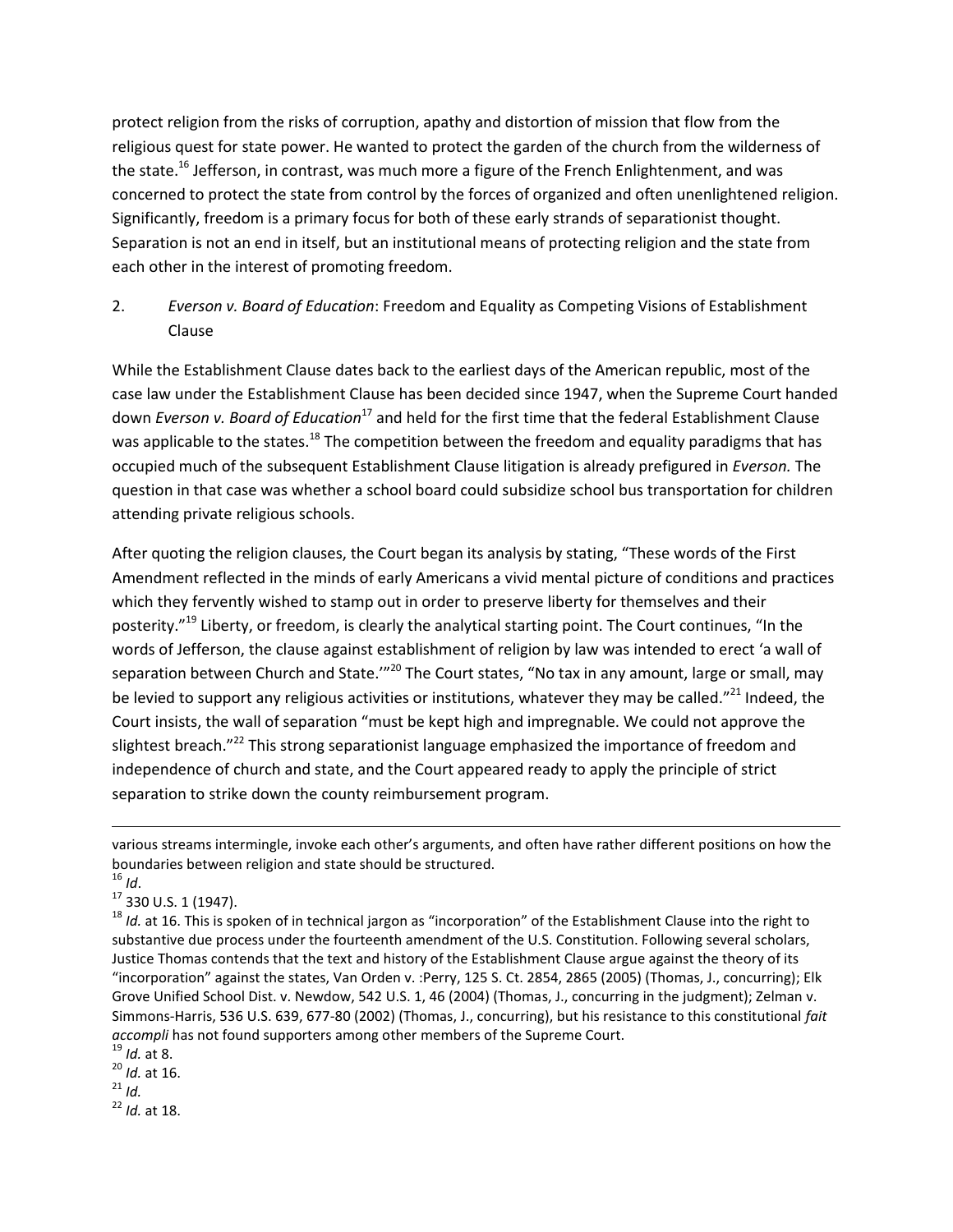protect religion from the risks of corruption, apathy and distortion of mission that flow from the religious quest for state power. He wanted to protect the garden of the church from the wilderness of the state.[16] Jefferson, in contrast, was much more a figure of the French Enlightenment, and was concerned to protect the state from control by the forces of organized and often unenlightened religion. Significantly, freedom is a primary focus for both of these early strands of separationist thought. Separation is not an end in itself, but an institutional means of protecting religion and the state from each other in the interest of promoting freedom.

## 2. *Everson v. Board of Education*: Freedom and Equality as Competing Visions of Establishment Clause

While the Establishment Clause dates back to the earliest days of the American republic, most of the case law under the Establishment Clause has been decided since 1947, when the Supreme Court handed down *Everson v. Board of Education*[17] and held for the first time that the federal Establishment Clause was applicable to the states.[18] The competition between the freedom and equality paradigms that has occupied much of the subsequent Establishment Clause litigation is already prefigured in *Everson.* The question in that case was whether a school board could subsidize school bus transportation for children attending private religious schools.

After quoting the religion clauses, the Court began its analysis by stating, "These words of the First Amendment reflected in the minds of early Americans a vivid mental picture of conditions and practices which they fervently wished to stamp out in order to preserve liberty for themselves and their posterity."[19] Liberty, or freedom, is clearly the analytical starting point. The Court continues, "In the words of Jefferson, the clause against establishment of religion by law was intended to erect 'a wall of separation between Church and State.'"[20] The Court states, "No tax in any amount, large or small, may be levied to support any religious activities or institutions, whatever they may be called."[21] Indeed, the Court insists, the wall of separation "must be kept high and impregnable. We could not approve the slightest breach."[22] This strong separationist language emphasized the importance of freedom and independence of church and state, and the Court appeared ready to apply the principle of strict separation to strike down the county reimbursement program.

---

various streams intermingle, invoke each other's arguments, and often have rather different positions on how the boundaries between religion and state should be structured.

[16] *Id*.

[17] 330 U.S. 1 (1947).

[18] *Id.* at 16. This is spoken of in technical jargon as "incorporation" of the Establishment Clause into the right to substantive due process under the fourteenth amendment of the U.S. Constitution. Following several scholars, Justice Thomas contends that the text and history of the Establishment Clause argue against the theory of its "incorporation" against the states, Van Orden v. :Perry, 125 S. Ct. 2854, 2865 (2005) (Thomas, J., concurring); Elk Grove Unified School Dist. v. Newdow, 542 U.S. 1, 46 (2004) (Thomas, J., concurring in the judgment); Zelman v. Simmons-Harris, 536 U.S. 639, 677-80 (2002) (Thomas, J., concurring), but his resistance to this constitutional *fait accompli* has not found supporters among other members of the Supreme Court.

[19] *Id.* at 8.

[20] *Id.* at 16.

[21] *Id.*

[22] *Id.* at 18.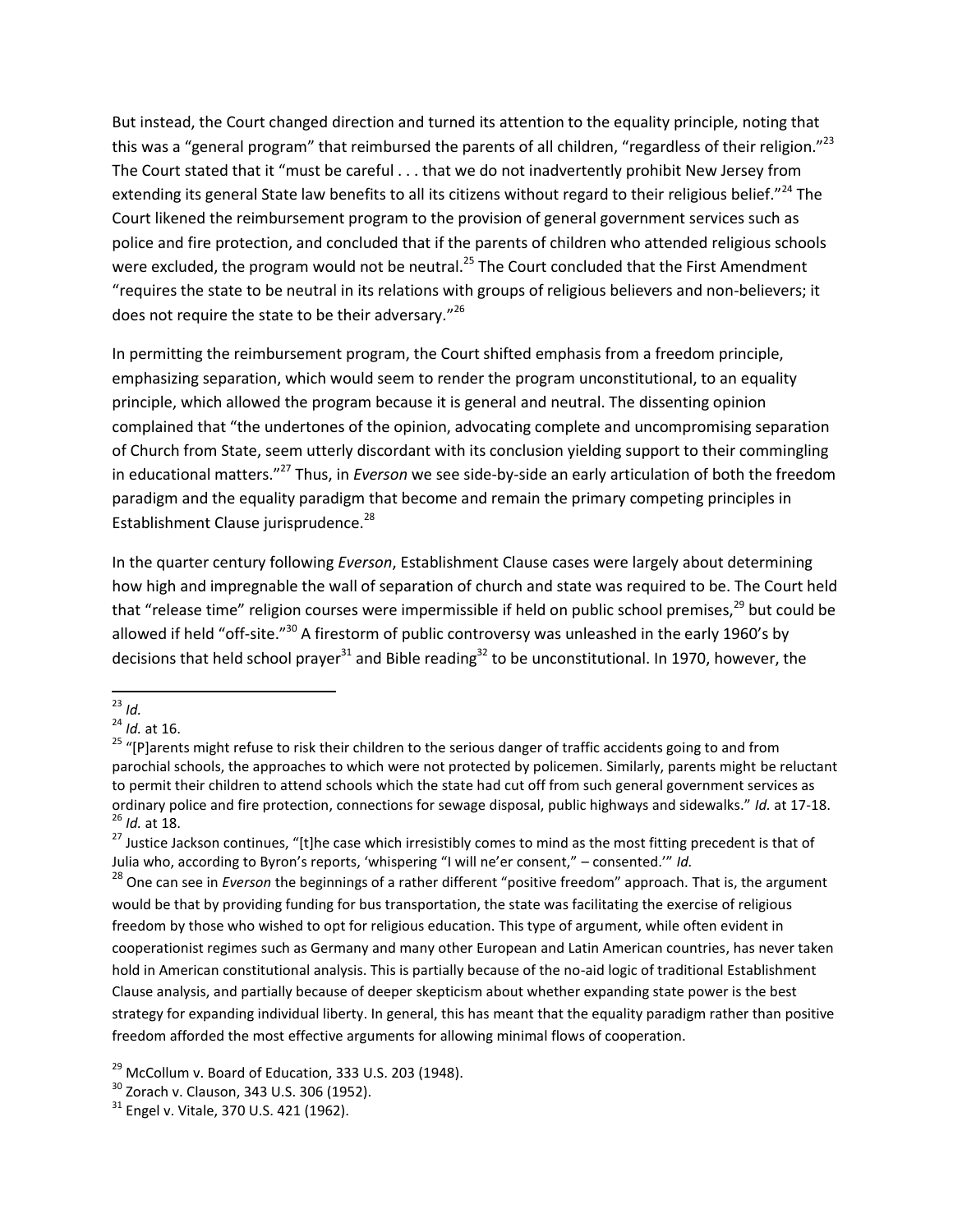But instead, the Court changed direction and turned its attention to the equality principle, noting that this was a "general program" that reimbursed the parents of all children, "regardless of their religion."[23] The Court stated that it "must be careful . . . that we do not inadvertently prohibit New Jersey from extending its general State law benefits to all its citizens without regard to their religious belief."[24] The Court likened the reimbursement program to the provision of general government services such as police and fire protection, and concluded that if the parents of children who attended religious schools were excluded, the program would not be neutral.[25] The Court concluded that the First Amendment "requires the state to be neutral in its relations with groups of religious believers and non-believers; it does not require the state to be their adversary."[26]

In permitting the reimbursement program, the Court shifted emphasis from a freedom principle, emphasizing separation, which would seem to render the program unconstitutional, to an equality principle, which allowed the program because it is general and neutral. The dissenting opinion complained that "the undertones of the opinion, advocating complete and uncompromising separation of Church from State, seem utterly discordant with its conclusion yielding support to their commingling in educational matters."[27] Thus, in *Everson* we see side-by-side an early articulation of both the freedom paradigm and the equality paradigm that become and remain the primary competing principles in Establishment Clause jurisprudence.[28]

In the quarter century following *Everson*, Establishment Clause cases were largely about determining how high and impregnable the wall of separation of church and state was required to be. The Court held that "release time" religion courses were impermissible if held on public school premises,[29] but could be allowed if held "off-site."[30] A firestorm of public controversy was unleashed in the early 1960's by decisions that held school prayer[31] and Bible reading[32] to be unconstitutional. In 1970, however, the

---

[23] *Id.*

[24] *Id.* at 16.

[25] "[P]arents might refuse to risk their children to the serious danger of traffic accidents going to and from parochial schools, the approaches to which were not protected by policemen. Similarly, parents might be reluctant to permit their children to attend schools which the state had cut off from such general government services as ordinary police and fire protection, connections for sewage disposal, public highways and sidewalks." *Id.* at 17-18.

[26] *Id.* at 18.

[27] Justice Jackson continues, "[t]he case which irresistibly comes to mind as the most fitting precedent is that of Julia who, according to Byron's reports, 'whispering "I will ne'er consent," – consented.'" *Id.*

[28] One can see in *Everson* the beginnings of a rather different "positive freedom" approach. That is, the argument would be that by providing funding for bus transportation, the state was facilitating the exercise of religious freedom by those who wished to opt for religious education. This type of argument, while often evident in cooperationist regimes such as Germany and many other European and Latin American countries, has never taken hold in American constitutional analysis. This is partially because of the no-aid logic of traditional Establishment Clause analysis, and partially because of deeper skepticism about whether expanding state power is the best strategy for expanding individual liberty. In general, this has meant that the equality paradigm rather than positive freedom afforded the most effective arguments for allowing minimal flows of cooperation.

[29] McCollum v. Board of Education, 333 U.S. 203 (1948).

[30] Zorach v. Clauson, 343 U.S. 306 (1952).

[31] Engel v. Vitale, 370 U.S. 421 (1962).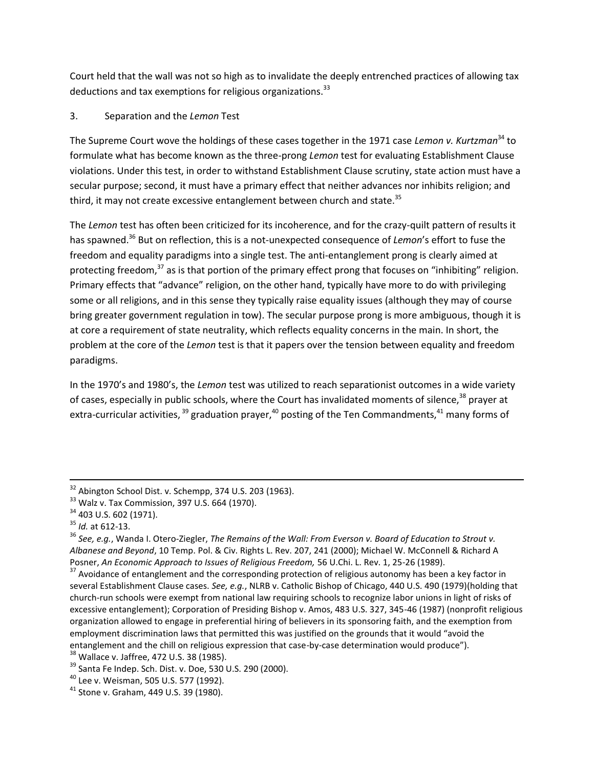Court held that the wall was not so high as to invalidate the deeply entrenched practices of allowing tax deductions and tax exemptions for religious organizations.[33]

### 3. Separation and the *Lemon* Test

The Supreme Court wove the holdings of these cases together in the 1971 case *Lemon v. Kurtzman*[34] to formulate what has become known as the three-prong *Lemon* test for evaluating Establishment Clause violations. Under this test, in order to withstand Establishment Clause scrutiny, state action must have a secular purpose; second, it must have a primary effect that neither advances nor inhibits religion; and third, it may not create excessive entanglement between church and state.[35]

The *Lemon* test has often been criticized for its incoherence, and for the crazy-quilt pattern of results it has spawned.[36] But on reflection, this is a not-unexpected consequence of *Lemon*'s effort to fuse the freedom and equality paradigms into a single test. The anti-entanglement prong is clearly aimed at protecting freedom,[37] as is that portion of the primary effect prong that focuses on "inhibiting" religion. Primary effects that "advance" religion, on the other hand, typically have more to do with privileging some or all religions, and in this sense they typically raise equality issues (although they may of course bring greater government regulation in tow). The secular purpose prong is more ambiguous, though it is at core a requirement of state neutrality, which reflects equality concerns in the main. In short, the problem at the core of the *Lemon* test is that it papers over the tension between equality and freedom paradigms.

In the 1970's and 1980's, the *Lemon* test was utilized to reach separationist outcomes in a wide variety of cases, especially in public schools, where the Court has invalidated moments of silence,[38] prayer at extra-curricular activities,[39] graduation prayer,[40] posting of the Ten Commandments,[41] many forms of

---

[32] Abington School Dist. v. Schempp, 374 U.S. 203 (1963).

[33] Walz v. Tax Commission, 397 U.S. 664 (1970).

[34] 403 U.S. 602 (1971).

[35] *Id.* at 612-13.

[36] *See, e.g.*, Wanda I. Otero-Ziegler, *The Remains of the Wall: From Everson v. Board of Education to Strout v. Albanese and Beyond*, 10 Temp. Pol. & Civ. Rights L. Rev. 207, 241 (2000); Michael W. McConnell & Richard A Posner, *An Economic Approach to Issues of Religious Freedom,* 56 U.Chi. L. Rev. 1, 25-26 (1989).

[37] Avoidance of entanglement and the corresponding protection of religious autonomy has been a key factor in several Establishment Clause cases. *See, e.g.*, NLRB v. Catholic Bishop of Chicago, 440 U.S. 490 (1979)(holding that church-run schools were exempt from national law requiring schools to recognize labor unions in light of risks of excessive entanglement); Corporation of Presiding Bishop v. Amos, 483 U.S. 327, 345-46 (1987) (nonprofit religious organization allowed to engage in preferential hiring of believers in its sponsoring faith, and the exemption from employment discrimination laws that permitted this was justified on the grounds that it would "avoid the entanglement and the chill on religious expression that case-by-case determination would produce").

[38] Wallace v. Jaffree, 472 U.S. 38 (1985).

[39] Santa Fe Indep. Sch. Dist. v. Doe, 530 U.S. 290 (2000).

[40] Lee v. Weisman, 505 U.S. 577 (1992).

[41] Stone v. Graham, 449 U.S. 39 (1980).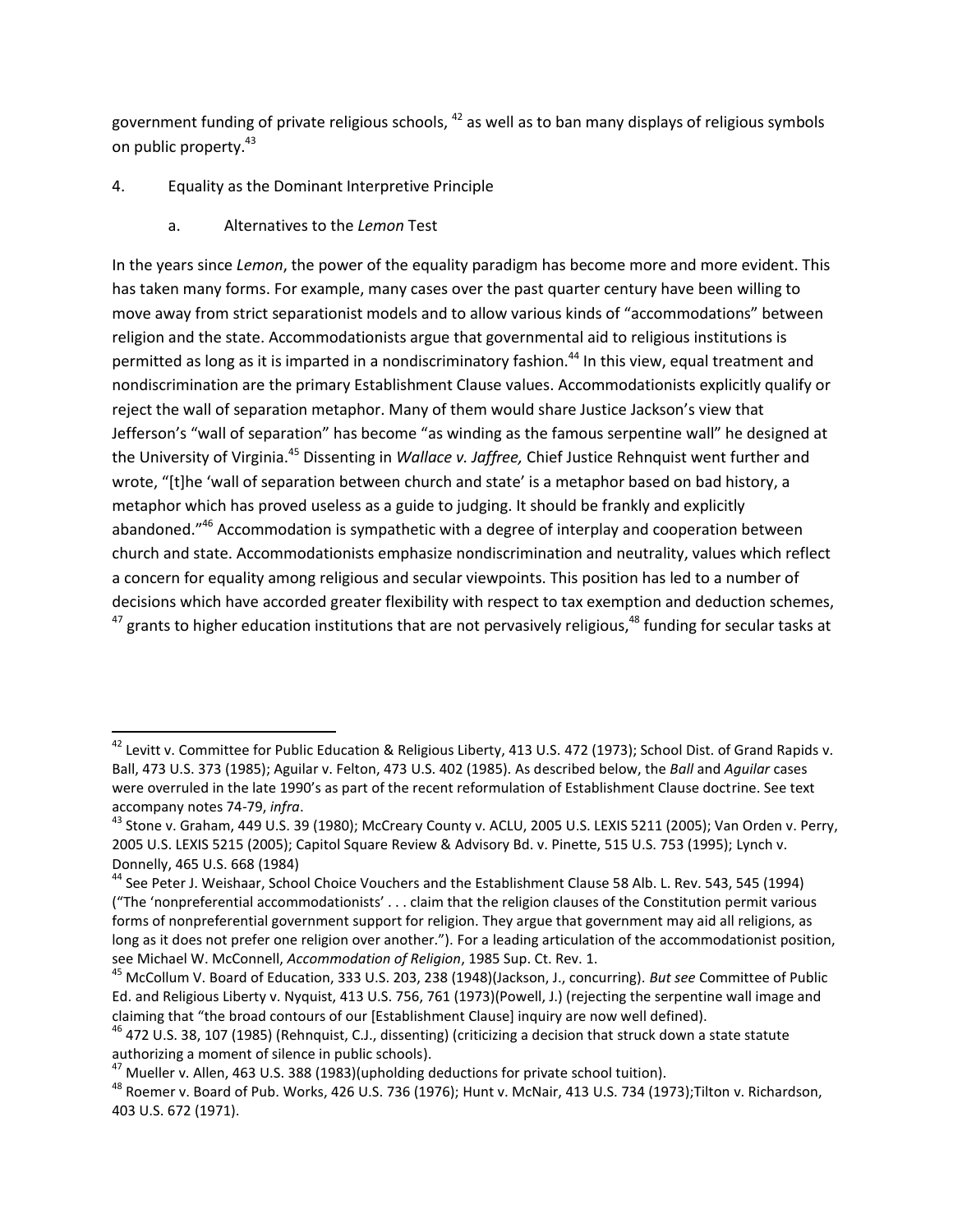government funding of private religious schools, [42] as well as to ban many displays of religious symbols on public property.[43]

4. Equality as the Dominant Interpretive Principle

a. Alternatives to the *Lemon* Test

In the years since *Lemon*, the power of the equality paradigm has become more and more evident. This has taken many forms. For example, many cases over the past quarter century have been willing to move away from strict separationist models and to allow various kinds of "accommodations" between religion and the state. Accommodationists argue that governmental aid to religious institutions is permitted as long as it is imparted in a nondiscriminatory fashion.[44] In this view, equal treatment and nondiscrimination are the primary Establishment Clause values. Accommodationists explicitly qualify or reject the wall of separation metaphor. Many of them would share Justice Jackson's view that Jefferson's "wall of separation" has become "as winding as the famous serpentine wall" he designed at the University of Virginia.[45] Dissenting in *Wallace v. Jaffree,* Chief Justice Rehnquist went further and wrote, "[t]he 'wall of separation between church and state' is a metaphor based on bad history, a metaphor which has proved useless as a guide to judging. It should be frankly and explicitly abandoned."[46] Accommodation is sympathetic with a degree of interplay and cooperation between church and state. Accommodationists emphasize nondiscrimination and neutrality, values which reflect a concern for equality among religious and secular viewpoints. This position has led to a number of decisions which have accorded greater flexibility with respect to tax exemption and deduction schemes, [47] grants to higher education institutions that are not pervasively religious,[48] funding for secular tasks at

---

[42] Levitt v. Committee for Public Education & Religious Liberty, 413 U.S. 472 (1973); School Dist. of Grand Rapids v. Ball, 473 U.S. 373 (1985); Aguilar v. Felton, 473 U.S. 402 (1985). As described below, the *Ball* and *Aguilar* cases were overruled in the late 1990's as part of the recent reformulation of Establishment Clause doctrine. See text accompany notes 74-79, *infra*.

[43] Stone v. Graham, 449 U.S. 39 (1980); McCreary County v. ACLU, 2005 U.S. LEXIS 5211 (2005); Van Orden v. Perry, 2005 U.S. LEXIS 5215 (2005); Capitol Square Review & Advisory Bd. v. Pinette, 515 U.S. 753 (1995); Lynch v. Donnelly, 465 U.S. 668 (1984)

[44] See Peter J. Weishaar, School Choice Vouchers and the Establishment Clause 58 Alb. L. Rev. 543, 545 (1994) ("The 'nonpreferential accommodationists' . . . claim that the religion clauses of the Constitution permit various forms of nonpreferential government support for religion. They argue that government may aid all religions, as long as it does not prefer one religion over another."). For a leading articulation of the accommodationist position, see Michael W. McConnell, *Accommodation of Religion*, 1985 Sup. Ct. Rev. 1.

[45] McCollum V. Board of Education, 333 U.S. 203, 238 (1948)(Jackson, J., concurring). *But see* Committee of Public Ed. and Religious Liberty v. Nyquist, 413 U.S. 756, 761 (1973)(Powell, J.) (rejecting the serpentine wall image and claiming that "the broad contours of our [Establishment Clause] inquiry are now well defined).

[46] 472 U.S. 38, 107 (1985) (Rehnquist, C.J., dissenting) (criticizing a decision that struck down a state statute authorizing a moment of silence in public schools).

[47] Mueller v. Allen, 463 U.S. 388 (1983)(upholding deductions for private school tuition).

[48] Roemer v. Board of Pub. Works, 426 U.S. 736 (1976); Hunt v. McNair, 413 U.S. 734 (1973);Tilton v. Richardson, 403 U.S. 672 (1971).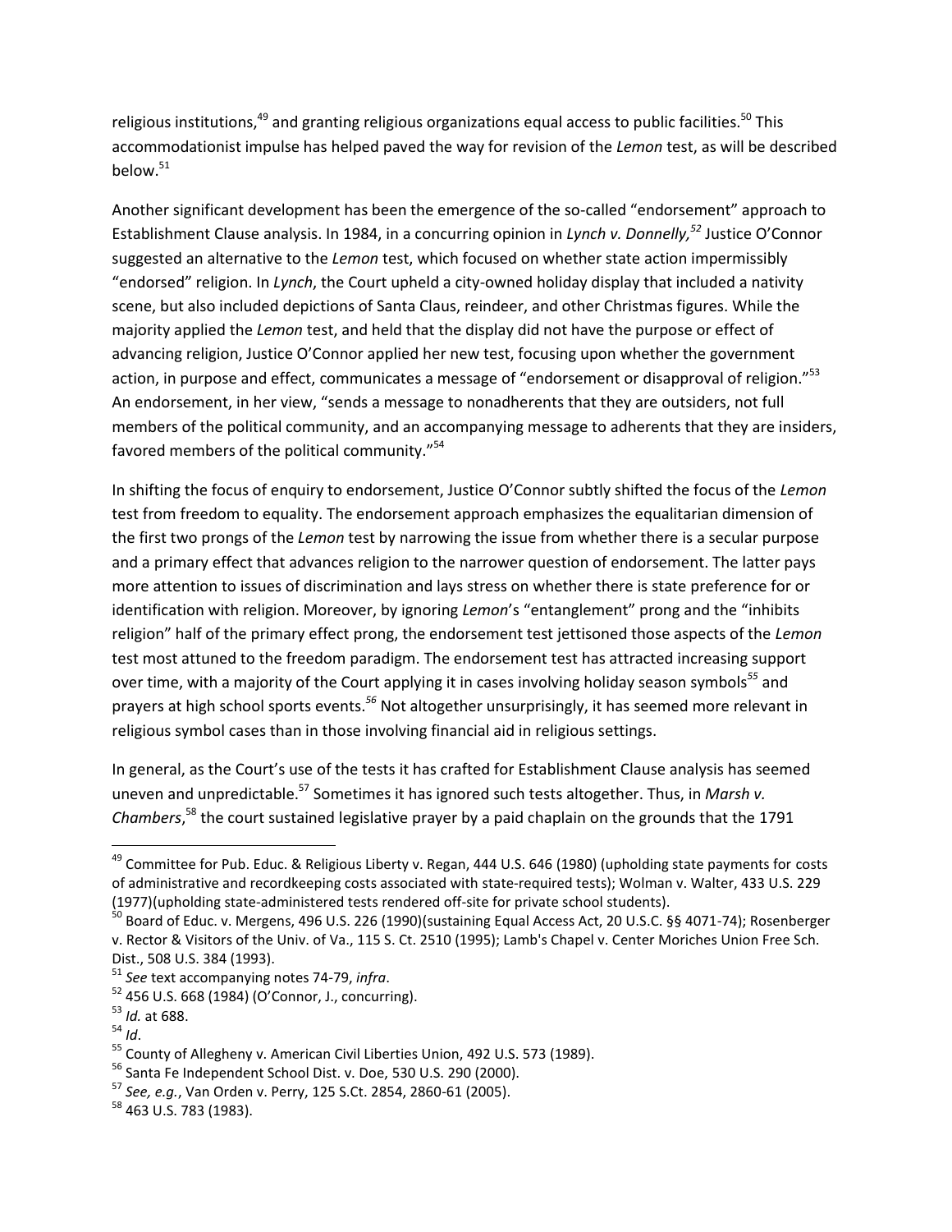religious institutions,[49] and granting religious organizations equal access to public facilities.[50] This accommodationist impulse has helped paved the way for revision of the *Lemon* test, as will be described below.[51]

Another significant development has been the emergence of the so-called "endorsement" approach to Establishment Clause analysis. In 1984, in a concurring opinion in *Lynch v. Donnelly,*[52] Justice O'Connor suggested an alternative to the *Lemon* test, which focused on whether state action impermissibly "endorsed" religion. In *Lynch*, the Court upheld a city-owned holiday display that included a nativity scene, but also included depictions of Santa Claus, reindeer, and other Christmas figures. While the majority applied the *Lemon* test, and held that the display did not have the purpose or effect of advancing religion, Justice O'Connor applied her new test, focusing upon whether the government action, in purpose and effect, communicates a message of "endorsement or disapproval of religion."[53] An endorsement, in her view, "sends a message to nonadherents that they are outsiders, not full members of the political community, and an accompanying message to adherents that they are insiders, favored members of the political community."[54]

In shifting the focus of enquiry to endorsement, Justice O'Connor subtly shifted the focus of the *Lemon* test from freedom to equality. The endorsement approach emphasizes the equalitarian dimension of the first two prongs of the *Lemon* test by narrowing the issue from whether there is a secular purpose and a primary effect that advances religion to the narrower question of endorsement. The latter pays more attention to issues of discrimination and lays stress on whether there is state preference for or identification with religion. Moreover, by ignoring *Lemon*'s "entanglement" prong and the "inhibits religion" half of the primary effect prong, the endorsement test jettisoned those aspects of the *Lemon* test most attuned to the freedom paradigm. The endorsement test has attracted increasing support over time, with a majority of the Court applying it in cases involving holiday season symbols[55] and prayers at high school sports events.[56] Not altogether unsurprisingly, it has seemed more relevant in religious symbol cases than in those involving financial aid in religious settings.

In general, as the Court's use of the tests it has crafted for Establishment Clause analysis has seemed uneven and unpredictable.[57] Sometimes it has ignored such tests altogether. Thus, in *Marsh v. Chambers*,[58] the court sustained legislative prayer by a paid chaplain on the grounds that the 1791

---

[49] Committee for Pub. Educ. & Religious Liberty v. Regan, 444 U.S. 646 (1980) (upholding state payments for costs of administrative and recordkeeping costs associated with state-required tests); Wolman v. Walter, 433 U.S. 229 (1977)(upholding state-administered tests rendered off-site for private school students).

[50] Board of Educ. v. Mergens, 496 U.S. 226 (1990)(sustaining Equal Access Act, 20 U.S.C. §§ 4071-74); Rosenberger v. Rector & Visitors of the Univ. of Va., 115 S. Ct. 2510 (1995); Lamb's Chapel v. Center Moriches Union Free Sch. Dist., 508 U.S. 384 (1993).

[51] *See* text accompanying notes 74-79, *infra*.

[52] 456 U.S. 668 (1984) (O'Connor, J., concurring).

[53] *Id.* at 688.

[54] *Id*.

[55] County of Allegheny v. American Civil Liberties Union, 492 U.S. 573 (1989).

[56] Santa Fe Independent School Dist. v. Doe, 530 U.S. 290 (2000).

[57] *See, e.g.*, Van Orden v. Perry, 125 S.Ct. 2854, 2860-61 (2005).

[58] 463 U.S. 783 (1983).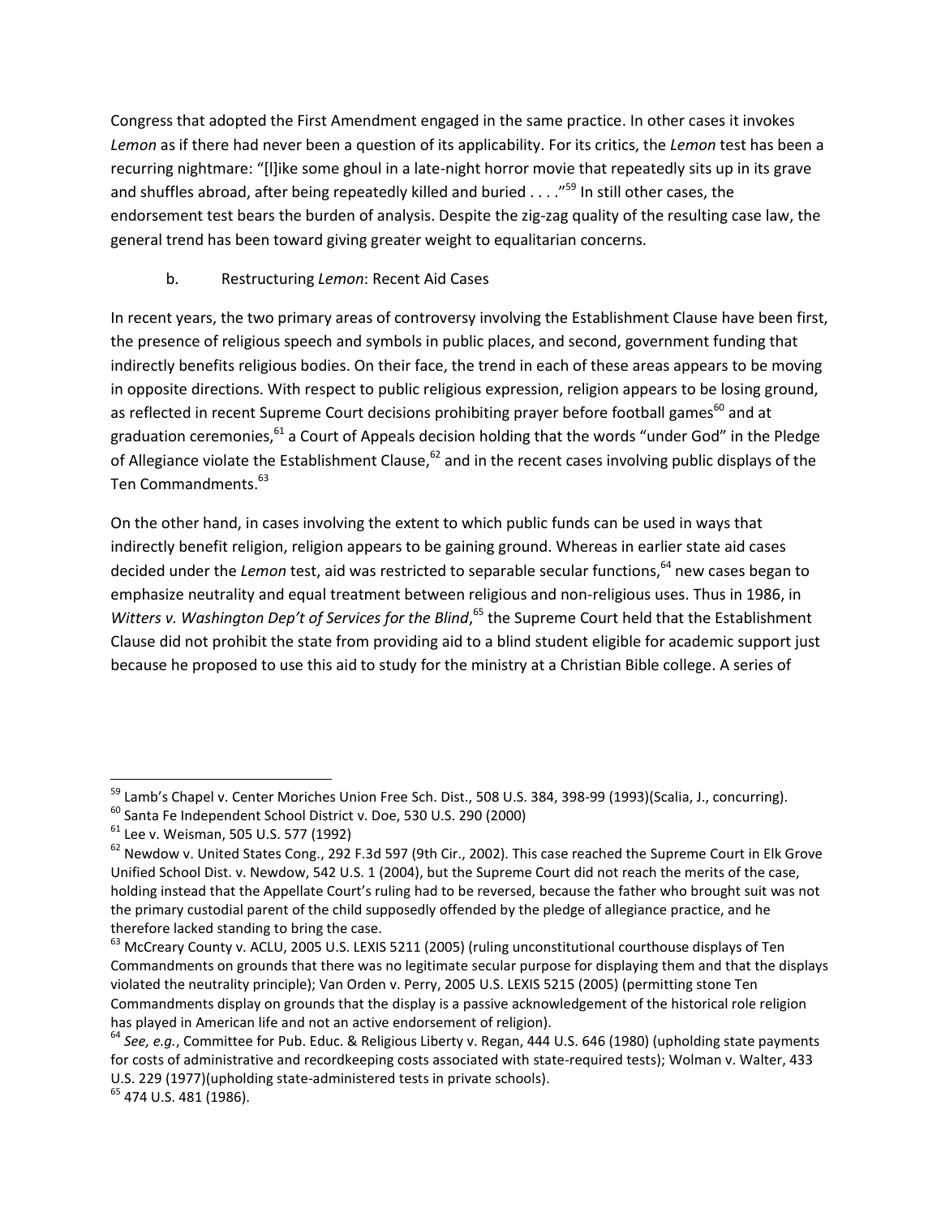Congress that adopted the First Amendment engaged in the same practice. In other cases it invokes *Lemon* as if there had never been a question of its applicability. For its critics, the *Lemon* test has been a recurring nightmare: "[l]ike some ghoul in a late-night horror movie that repeatedly sits up in its grave and shuffles abroad, after being repeatedly killed and buried . . . ."[59] In still other cases, the endorsement test bears the burden of analysis. Despite the zig-zag quality of the resulting case law, the general trend has been toward giving greater weight to equalitarian concerns.

### b. Restructuring *Lemon*: Recent Aid Cases

In recent years, the two primary areas of controversy involving the Establishment Clause have been first, the presence of religious speech and symbols in public places, and second, government funding that indirectly benefits religious bodies. On their face, the trend in each of these areas appears to be moving in opposite directions. With respect to public religious expression, religion appears to be losing ground, as reflected in recent Supreme Court decisions prohibiting prayer before football games[60] and at graduation ceremonies,[61] a Court of Appeals decision holding that the words "under God" in the Pledge of Allegiance violate the Establishment Clause,[62] and in the recent cases involving public displays of the Ten Commandments.[63]

On the other hand, in cases involving the extent to which public funds can be used in ways that indirectly benefit religion, religion appears to be gaining ground. Whereas in earlier state aid cases decided under the *Lemon* test, aid was restricted to separable secular functions,[64] new cases began to emphasize neutrality and equal treatment between religious and non-religious uses. Thus in 1986, in *Witters v. Washington Dep't of Services for the Blind*,[65] the Supreme Court held that the Establishment Clause did not prohibit the state from providing aid to a blind student eligible for academic support just because he proposed to use this aid to study for the ministry at a Christian Bible college. A series of

---

[59] Lamb's Chapel v. Center Moriches Union Free Sch. Dist., 508 U.S. 384, 398-99 (1993)(Scalia, J., concurring).

[60] Santa Fe Independent School District v. Doe, 530 U.S. 290 (2000)

[61] Lee v. Weisman, 505 U.S. 577 (1992)

[62] Newdow v. United States Cong., 292 F.3d 597 (9th Cir., 2002). This case reached the Supreme Court in Elk Grove Unified School Dist. v. Newdow, 542 U.S. 1 (2004), but the Supreme Court did not reach the merits of the case, holding instead that the Appellate Court's ruling had to be reversed, because the father who brought suit was not the primary custodial parent of the child supposedly offended by the pledge of allegiance practice, and he therefore lacked standing to bring the case.

[63] McCreary County v. ACLU, 2005 U.S. LEXIS 5211 (2005) (ruling unconstitutional courthouse displays of Ten Commandments on grounds that there was no legitimate secular purpose for displaying them and that the displays violated the neutrality principle); Van Orden v. Perry, 2005 U.S. LEXIS 5215 (2005) (permitting stone Ten Commandments display on grounds that the display is a passive acknowledgement of the historical role religion has played in American life and not an active endorsement of religion).

[64] *See, e.g.*, Committee for Pub. Educ. & Religious Liberty v. Regan, 444 U.S. 646 (1980) (upholding state payments for costs of administrative and recordkeeping costs associated with state-required tests); Wolman v. Walter, 433 U.S. 229 (1977)(upholding state-administered tests in private schools).

[65] 474 U.S. 481 (1986).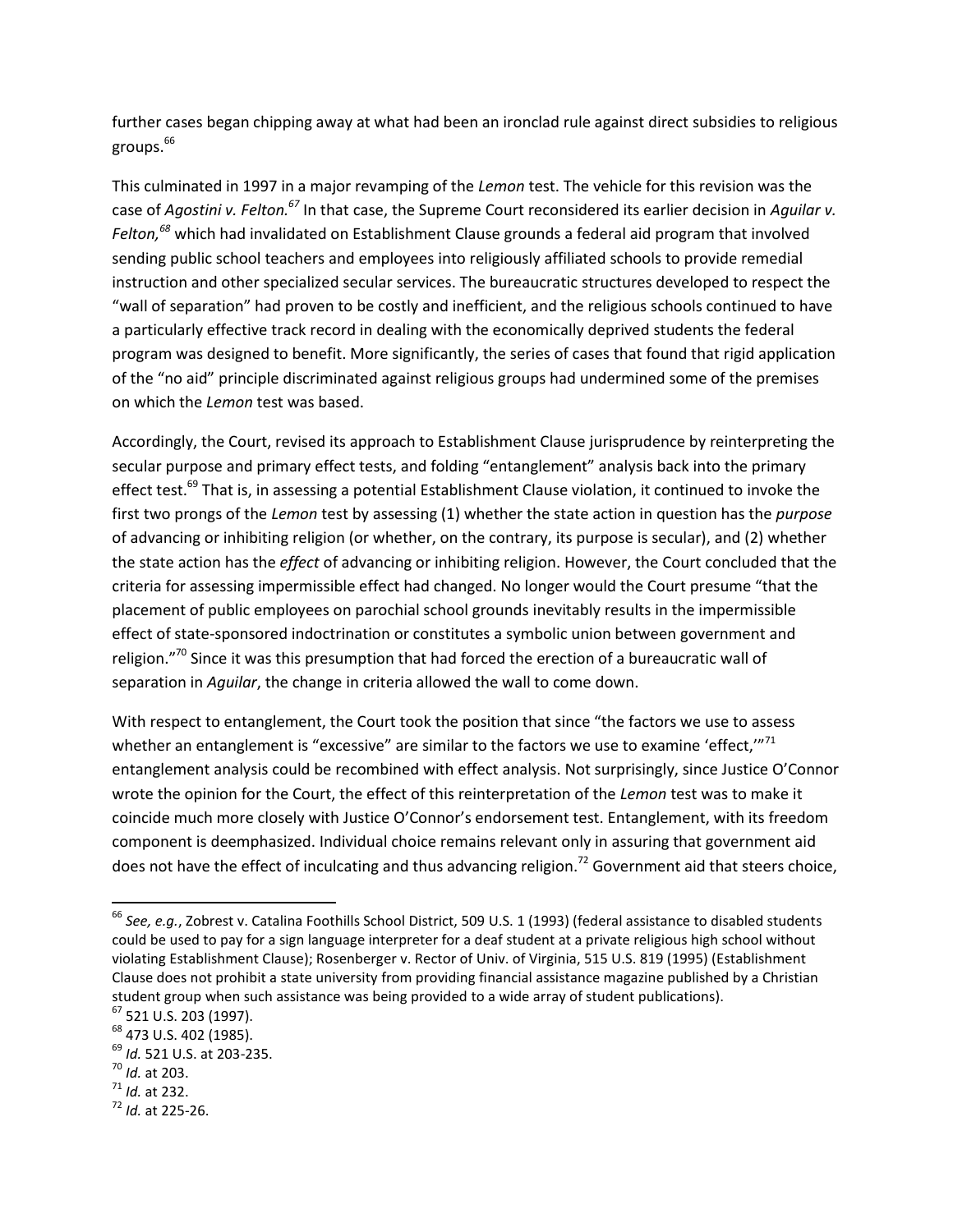further cases began chipping away at what had been an ironclad rule against direct subsidies to religious groups.[66]

This culminated in 1997 in a major revamping of the *Lemon* test. The vehicle for this revision was the case of *Agostini v. Felton.*[67] In that case, the Supreme Court reconsidered its earlier decision in *Aguilar v. Felton,*[68] which had invalidated on Establishment Clause grounds a federal aid program that involved sending public school teachers and employees into religiously affiliated schools to provide remedial instruction and other specialized secular services. The bureaucratic structures developed to respect the "wall of separation" had proven to be costly and inefficient, and the religious schools continued to have a particularly effective track record in dealing with the economically deprived students the federal program was designed to benefit. More significantly, the series of cases that found that rigid application of the "no aid" principle discriminated against religious groups had undermined some of the premises on which the *Lemon* test was based.

Accordingly, the Court, revised its approach to Establishment Clause jurisprudence by reinterpreting the secular purpose and primary effect tests, and folding "entanglement" analysis back into the primary effect test.[69] That is, in assessing a potential Establishment Clause violation, it continued to invoke the first two prongs of the *Lemon* test by assessing (1) whether the state action in question has the *purpose* of advancing or inhibiting religion (or whether, on the contrary, its purpose is secular), and (2) whether the state action has the *effect* of advancing or inhibiting religion. However, the Court concluded that the criteria for assessing impermissible effect had changed. No longer would the Court presume "that the placement of public employees on parochial school grounds inevitably results in the impermissible effect of state-sponsored indoctrination or constitutes a symbolic union between government and religion."[70] Since it was this presumption that had forced the erection of a bureaucratic wall of separation in *Aguilar*, the change in criteria allowed the wall to come down.

With respect to entanglement, the Court took the position that since "the factors we use to assess whether an entanglement is "excessive" are similar to the factors we use to examine 'effect,'"[71] entanglement analysis could be recombined with effect analysis. Not surprisingly, since Justice O'Connor wrote the opinion for the Court, the effect of this reinterpretation of the *Lemon* test was to make it coincide much more closely with Justice O'Connor's endorsement test. Entanglement, with its freedom component is deemphasized. Individual choice remains relevant only in assuring that government aid does not have the effect of inculcating and thus advancing religion.[72] Government aid that steers choice,

---

[66] *See, e.g.*, Zobrest v. Catalina Foothills School District, 509 U.S. 1 (1993) (federal assistance to disabled students could be used to pay for a sign language interpreter for a deaf student at a private religious high school without violating Establishment Clause); Rosenberger v. Rector of Univ. of Virginia, 515 U.S. 819 (1995) (Establishment Clause does not prohibit a state university from providing financial assistance magazine published by a Christian student group when such assistance was being provided to a wide array of student publications).

[67] 521 U.S. 203 (1997).

[68] 473 U.S. 402 (1985).

[69] *Id.* 521 U.S. at 203-235.

[70] *Id.* at 203.

[71] *Id.* at 232.

[72] *Id.* at 225-26.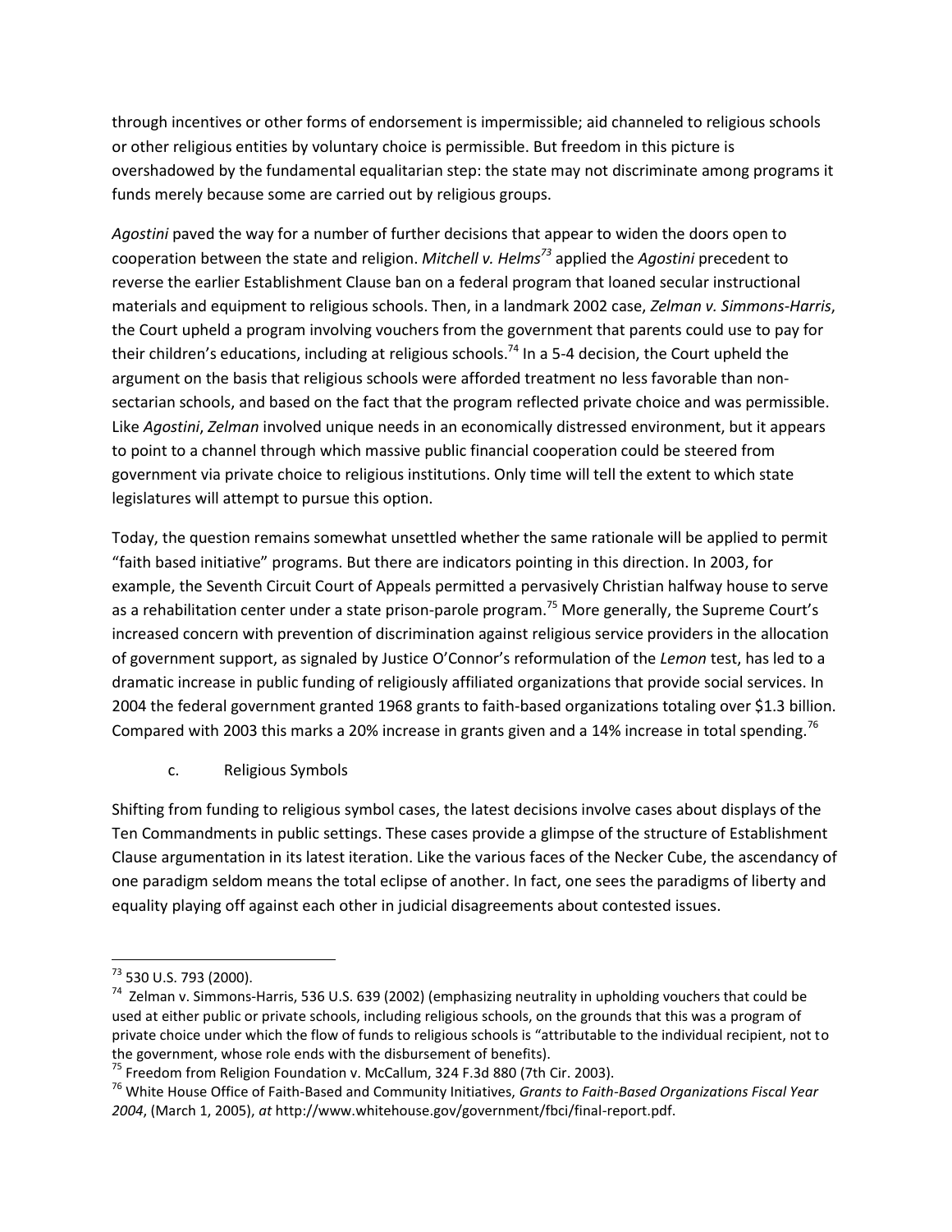through incentives or other forms of endorsement is impermissible; aid channeled to religious schools or other religious entities by voluntary choice is permissible. But freedom in this picture is overshadowed by the fundamental equalitarian step: the state may not discriminate among programs it funds merely because some are carried out by religious groups.

*Agostini* paved the way for a number of further decisions that appear to widen the doors open to cooperation between the state and religion. *Mitchell v. Helms*[73] applied the *Agostini* precedent to reverse the earlier Establishment Clause ban on a federal program that loaned secular instructional materials and equipment to religious schools. Then, in a landmark 2002 case, *Zelman v. Simmons-Harris*, the Court upheld a program involving vouchers from the government that parents could use to pay for their children's educations, including at religious schools.[74] In a 5-4 decision, the Court upheld the argument on the basis that religious schools were afforded treatment no less favorable than non-sectarian schools, and based on the fact that the program reflected private choice and was permissible. Like *Agostini*, *Zelman* involved unique needs in an economically distressed environment, but it appears to point to a channel through which massive public financial cooperation could be steered from government via private choice to religious institutions. Only time will tell the extent to which state legislatures will attempt to pursue this option.

Today, the question remains somewhat unsettled whether the same rationale will be applied to permit "faith based initiative" programs. But there are indicators pointing in this direction. In 2003, for example, the Seventh Circuit Court of Appeals permitted a pervasively Christian halfway house to serve as a rehabilitation center under a state prison-parole program.[75] More generally, the Supreme Court's increased concern with prevention of discrimination against religious service providers in the allocation of government support, as signaled by Justice O'Connor's reformulation of the *Lemon* test, has led to a dramatic increase in public funding of religiously affiliated organizations that provide social services. In 2004 the federal government granted 1968 grants to faith-based organizations totaling over $1.3 billion. Compared with 2003 this marks a 20% increase in grants given and a 14% increase in total spending.[76]

c. Religious Symbols

Shifting from funding to religious symbol cases, the latest decisions involve cases about displays of the Ten Commandments in public settings. These cases provide a glimpse of the structure of Establishment Clause argumentation in its latest iteration. Like the various faces of the Necker Cube, the ascendancy of one paradigm seldom means the total eclipse of another. In fact, one sees the paradigms of liberty and equality playing off against each other in judicial disagreements about contested issues.

---

[73] 530 U.S. 793 (2000).

[74] Zelman v. Simmons-Harris, 536 U.S. 639 (2002) (emphasizing neutrality in upholding vouchers that could be used at either public or private schools, including religious schools, on the grounds that this was a program of private choice under which the flow of funds to religious schools is "attributable to the individual recipient, not to the government, whose role ends with the disbursement of benefits).

[75] Freedom from Religion Foundation v. McCallum, 324 F.3d 880 (7th Cir. 2003).

[76] White House Office of Faith-Based and Community Initiatives, *Grants to Faith-Based Organizations Fiscal Year 2004*, (March 1, 2005), *at* http://www.whitehouse.gov/government/fbci/final-report.pdf.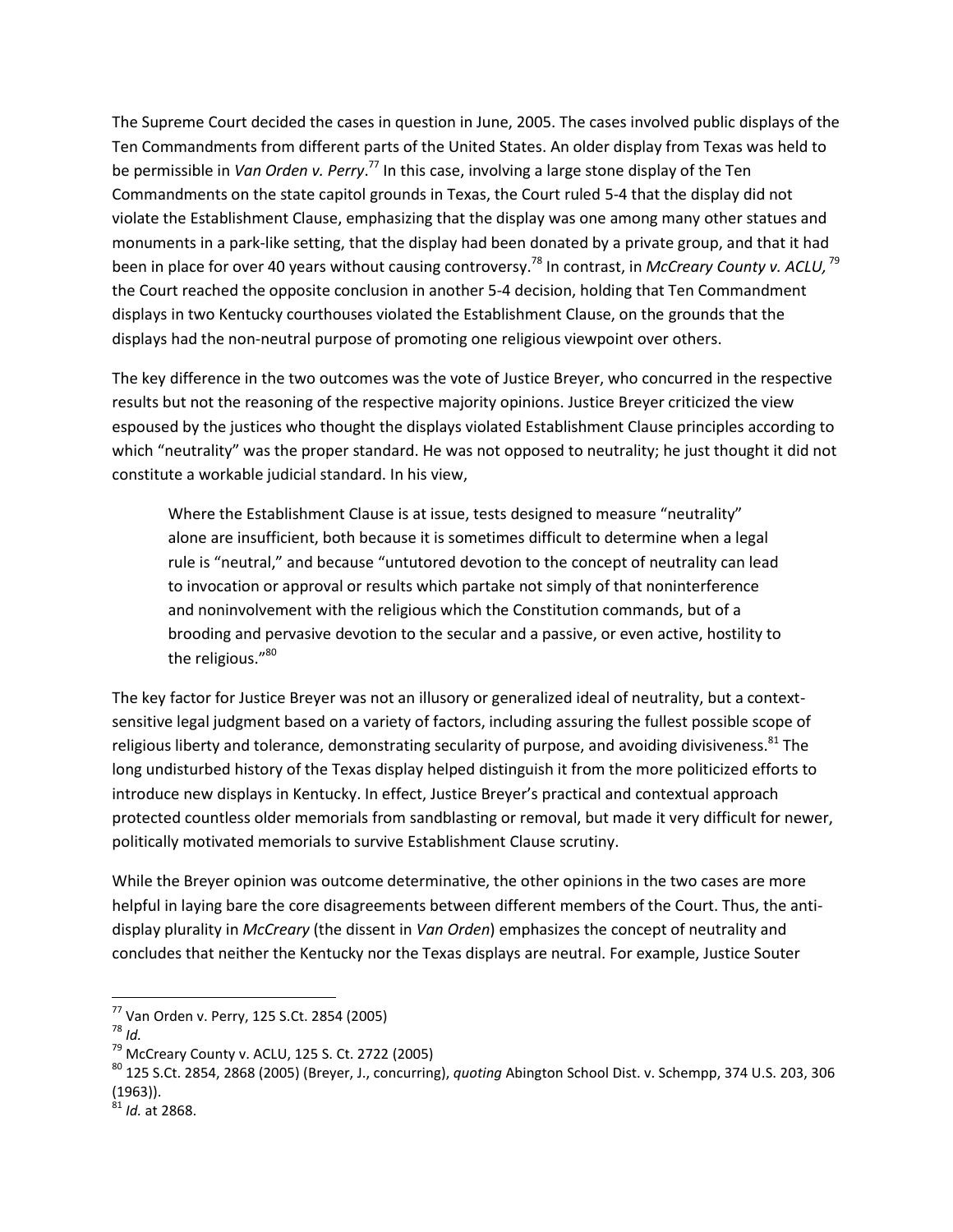The Supreme Court decided the cases in question in June, 2005. The cases involved public displays of the Ten Commandments from different parts of the United States. An older display from Texas was held to be permissible in *Van Orden v. Perry*.[77] In this case, involving a large stone display of the Ten Commandments on the state capitol grounds in Texas, the Court ruled 5-4 that the display did not violate the Establishment Clause, emphasizing that the display was one among many other statues and monuments in a park-like setting, that the display had been donated by a private group, and that it had been in place for over 40 years without causing controversy.[78] In contrast, in *McCreary County v. ACLU,*[79] the Court reached the opposite conclusion in another 5-4 decision, holding that Ten Commandment displays in two Kentucky courthouses violated the Establishment Clause, on the grounds that the displays had the non-neutral purpose of promoting one religious viewpoint over others.

The key difference in the two outcomes was the vote of Justice Breyer, who concurred in the respective results but not the reasoning of the respective majority opinions. Justice Breyer criticized the view espoused by the justices who thought the displays violated Establishment Clause principles according to which "neutrality" was the proper standard. He was not opposed to neutrality; he just thought it did not constitute a workable judicial standard. In his view,

> Where the Establishment Clause is at issue, tests designed to measure "neutrality" alone are insufficient, both because it is sometimes difficult to determine when a legal rule is "neutral," and because "untutored devotion to the concept of neutrality can lead to invocation or approval or results which partake not simply of that noninterference and noninvolvement with the religious which the Constitution commands, but of a brooding and pervasive devotion to the secular and a passive, or even active, hostility to the religious."[80]

The key factor for Justice Breyer was not an illusory or generalized ideal of neutrality, but a context-sensitive legal judgment based on a variety of factors, including assuring the fullest possible scope of religious liberty and tolerance, demonstrating secularity of purpose, and avoiding divisiveness.[81] The long undisturbed history of the Texas display helped distinguish it from the more politicized efforts to introduce new displays in Kentucky. In effect, Justice Breyer's practical and contextual approach protected countless older memorials from sandblasting or removal, but made it very difficult for newer, politically motivated memorials to survive Establishment Clause scrutiny.

While the Breyer opinion was outcome determinative, the other opinions in the two cases are more helpful in laying bare the core disagreements between different members of the Court. Thus, the anti-display plurality in *McCreary* (the dissent in *Van Orden*) emphasizes the concept of neutrality and concludes that neither the Kentucky nor the Texas displays are neutral. For example, Justice Souter

---

[77] Van Orden v. Perry, 125 S.Ct. 2854 (2005)

[78] *Id.*

[79] McCreary County v. ACLU, 125 S. Ct. 2722 (2005)

[80] 125 S.Ct. 2854, 2868 (2005) (Breyer, J., concurring), *quoting* Abington School Dist. v. Schempp, 374 U.S. 203, 306 (1963)).

[81] *Id.* at 2868.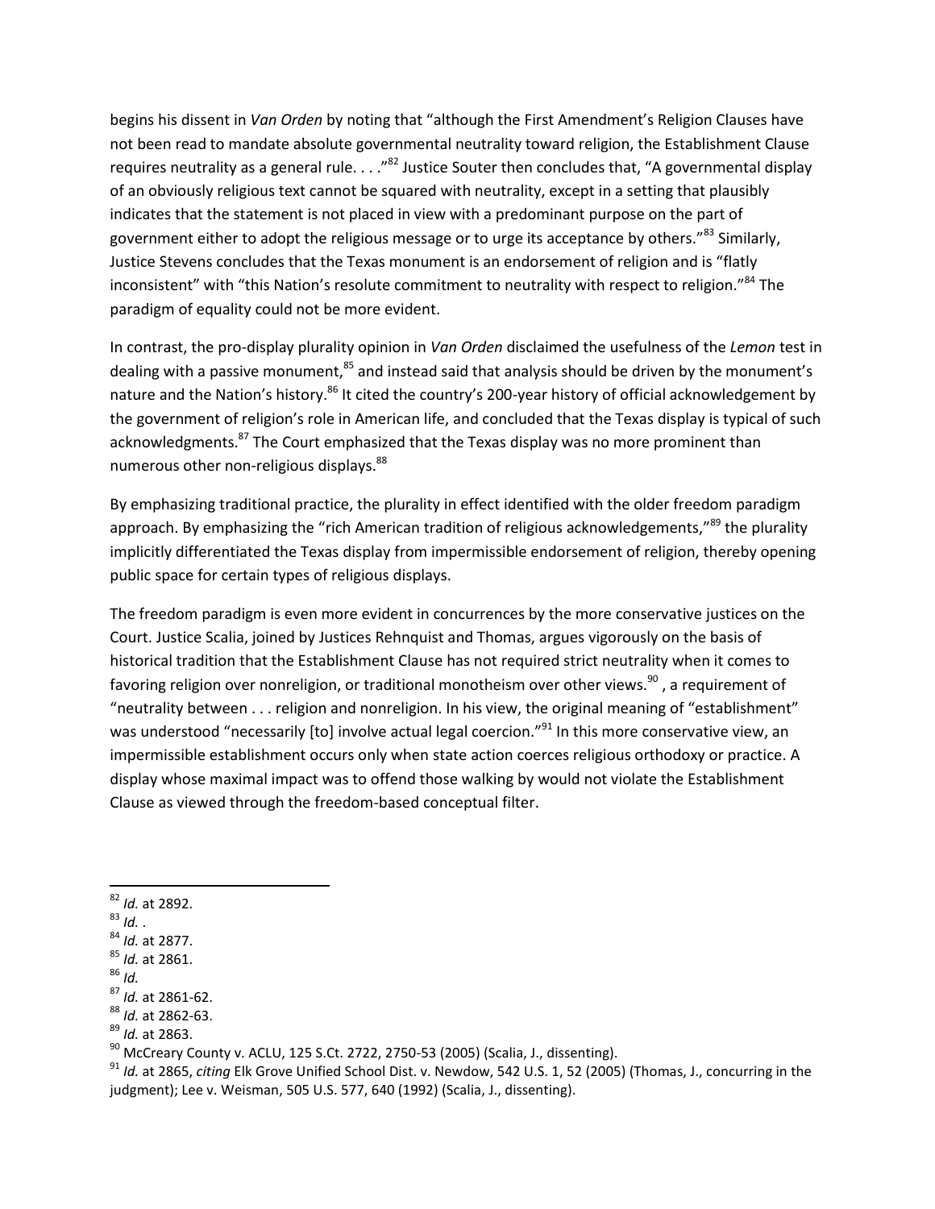begins his dissent in *Van Orden* by noting that "although the First Amendment's Religion Clauses have not been read to mandate absolute governmental neutrality toward religion, the Establishment Clause requires neutrality as a general rule. . . ."[82] Justice Souter then concludes that, "A governmental display of an obviously religious text cannot be squared with neutrality, except in a setting that plausibly indicates that the statement is not placed in view with a predominant purpose on the part of government either to adopt the religious message or to urge its acceptance by others."[83] Similarly, Justice Stevens concludes that the Texas monument is an endorsement of religion and is "flatly inconsistent" with "this Nation's resolute commitment to neutrality with respect to religion."[84] The paradigm of equality could not be more evident.

In contrast, the pro-display plurality opinion in *Van Orden* disclaimed the usefulness of the *Lemon* test in dealing with a passive monument,[85] and instead said that analysis should be driven by the monument's nature and the Nation's history.[86] It cited the country's 200-year history of official acknowledgement by the government of religion's role in American life, and concluded that the Texas display is typical of such acknowledgments.[87] The Court emphasized that the Texas display was no more prominent than numerous other non-religious displays.[88]

By emphasizing traditional practice, the plurality in effect identified with the older freedom paradigm approach. By emphasizing the "rich American tradition of religious acknowledgements,"[89] the plurality implicitly differentiated the Texas display from impermissible endorsement of religion, thereby opening public space for certain types of religious displays.

The freedom paradigm is even more evident in concurrences by the more conservative justices on the Court. Justice Scalia, joined by Justices Rehnquist and Thomas, argues vigorously on the basis of historical tradition that the Establishment Clause has not required strict neutrality when it comes to favoring religion over nonreligion, or traditional monotheism over other views.[90] , a requirement of "neutrality between . . . religion and nonreligion. In his view, the original meaning of "establishment" was understood "necessarily [to] involve actual legal coercion."[91] In this more conservative view, an impermissible establishment occurs only when state action coerces religious orthodoxy or practice. A display whose maximal impact was to offend those walking by would not violate the Establishment Clause as viewed through the freedom-based conceptual filter.

---

[82] *Id.* at 2892.
[83] *Id.* .
[84] *Id.* at 2877.
[85] *Id.* at 2861.
[86] *Id.*
[87] *Id.* at 2861-62.
[88] *Id.* at 2862-63.
[89] *Id.* at 2863.
[90] McCreary County v. ACLU, 125 S.Ct. 2722, 2750-53 (2005) (Scalia, J., dissenting).
[91] *Id.* at 2865, *citing* Elk Grove Unified School Dist. v. Newdow, 542 U.S. 1, 52 (2005) (Thomas, J., concurring in the judgment); Lee v. Weisman, 505 U.S. 577, 640 (1992) (Scalia, J., dissenting).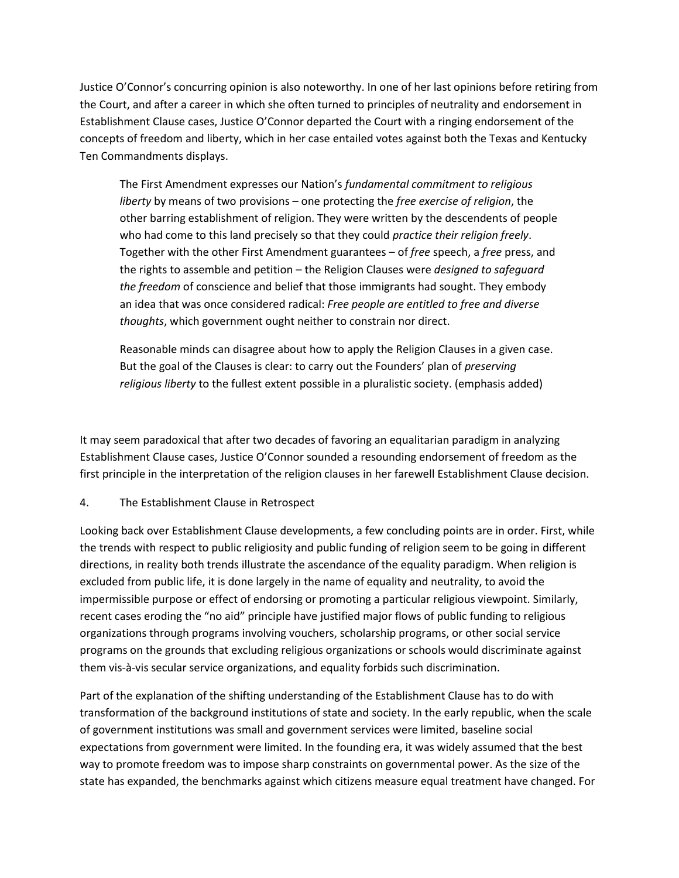Justice O'Connor's concurring opinion is also noteworthy. In one of her last opinions before retiring from the Court, and after a career in which she often turned to principles of neutrality and endorsement in Establishment Clause cases, Justice O'Connor departed the Court with a ringing endorsement of the concepts of freedom and liberty, which in her case entailed votes against both the Texas and Kentucky Ten Commandments displays.

> The First Amendment expresses our Nation's *fundamental commitment to religious liberty* by means of two provisions – one protecting the *free exercise of religion*, the other barring establishment of religion. They were written by the descendents of people who had come to this land precisely so that they could *practice their religion freely*. Together with the other First Amendment guarantees – of *free* speech, a *free* press, and the rights to assemble and petition – the Religion Clauses were *designed to safeguard the freedom* of conscience and belief that those immigrants had sought. They embody an idea that was once considered radical: *Free people are entitled to free and diverse thoughts*, which government ought neither to constrain nor direct.
>
> Reasonable minds can disagree about how to apply the Religion Clauses in a given case. But the goal of the Clauses is clear: to carry out the Founders' plan of *preserving religious liberty* to the fullest extent possible in a pluralistic society. (emphasis added)

It may seem paradoxical that after two decades of favoring an equalitarian paradigm in analyzing Establishment Clause cases, Justice O'Connor sounded a resounding endorsement of freedom as the first principle in the interpretation of the religion clauses in her farewell Establishment Clause decision.

## 4. The Establishment Clause in Retrospect

Looking back over Establishment Clause developments, a few concluding points are in order. First, while the trends with respect to public religiosity and public funding of religion seem to be going in different directions, in reality both trends illustrate the ascendance of the equality paradigm. When religion is excluded from public life, it is done largely in the name of equality and neutrality, to avoid the impermissible purpose or effect of endorsing or promoting a particular religious viewpoint. Similarly, recent cases eroding the "no aid" principle have justified major flows of public funding to religious organizations through programs involving vouchers, scholarship programs, or other social service programs on the grounds that excluding religious organizations or schools would discriminate against them vis-à-vis secular service organizations, and equality forbids such discrimination.

Part of the explanation of the shifting understanding of the Establishment Clause has to do with transformation of the background institutions of state and society. In the early republic, when the scale of government institutions was small and government services were limited, baseline social expectations from government were limited. In the founding era, it was widely assumed that the best way to promote freedom was to impose sharp constraints on governmental power. As the size of the state has expanded, the benchmarks against which citizens measure equal treatment have changed. For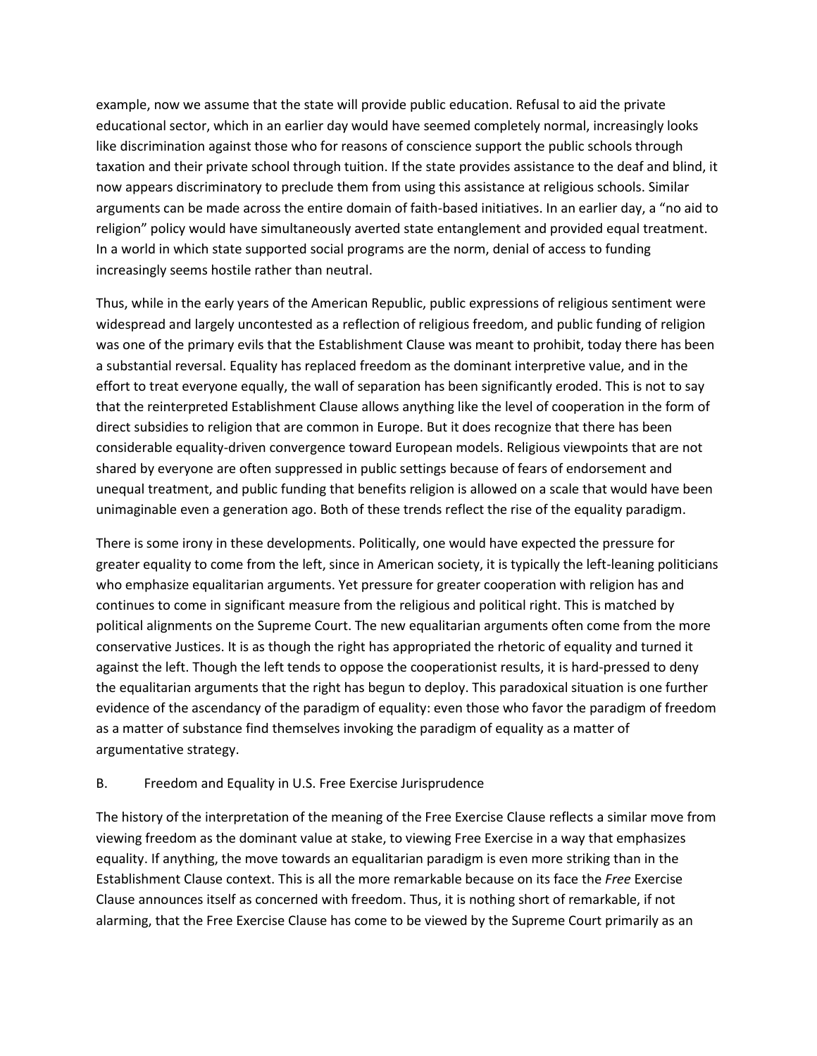example, now we assume that the state will provide public education. Refusal to aid the private educational sector, which in an earlier day would have seemed completely normal, increasingly looks like discrimination against those who for reasons of conscience support the public schools through taxation and their private school through tuition. If the state provides assistance to the deaf and blind, it now appears discriminatory to preclude them from using this assistance at religious schools. Similar arguments can be made across the entire domain of faith-based initiatives. In an earlier day, a "no aid to religion" policy would have simultaneously averted state entanglement and provided equal treatment. In a world in which state supported social programs are the norm, denial of access to funding increasingly seems hostile rather than neutral.

Thus, while in the early years of the American Republic, public expressions of religious sentiment were widespread and largely uncontested as a reflection of religious freedom, and public funding of religion was one of the primary evils that the Establishment Clause was meant to prohibit, today there has been a substantial reversal. Equality has replaced freedom as the dominant interpretive value, and in the effort to treat everyone equally, the wall of separation has been significantly eroded. This is not to say that the reinterpreted Establishment Clause allows anything like the level of cooperation in the form of direct subsidies to religion that are common in Europe. But it does recognize that there has been considerable equality-driven convergence toward European models. Religious viewpoints that are not shared by everyone are often suppressed in public settings because of fears of endorsement and unequal treatment, and public funding that benefits religion is allowed on a scale that would have been unimaginable even a generation ago. Both of these trends reflect the rise of the equality paradigm.

There is some irony in these developments. Politically, one would have expected the pressure for greater equality to come from the left, since in American society, it is typically the left-leaning politicians who emphasize equalitarian arguments. Yet pressure for greater cooperation with religion has and continues to come in significant measure from the religious and political right. This is matched by political alignments on the Supreme Court. The new equalitarian arguments often come from the more conservative Justices. It is as though the right has appropriated the rhetoric of equality and turned it against the left. Though the left tends to oppose the cooperationist results, it is hard-pressed to deny the equalitarian arguments that the right has begun to deploy. This paradoxical situation is one further evidence of the ascendancy of the paradigm of equality: even those who favor the paradigm of freedom as a matter of substance find themselves invoking the paradigm of equality as a matter of argumentative strategy.

### B. Freedom and Equality in U.S. Free Exercise Jurisprudence

The history of the interpretation of the meaning of the Free Exercise Clause reflects a similar move from viewing freedom as the dominant value at stake, to viewing Free Exercise in a way that emphasizes equality. If anything, the move towards an equalitarian paradigm is even more striking than in the Establishment Clause context. This is all the more remarkable because on its face the *Free* Exercise Clause announces itself as concerned with freedom. Thus, it is nothing short of remarkable, if not alarming, that the Free Exercise Clause has come to be viewed by the Supreme Court primarily as an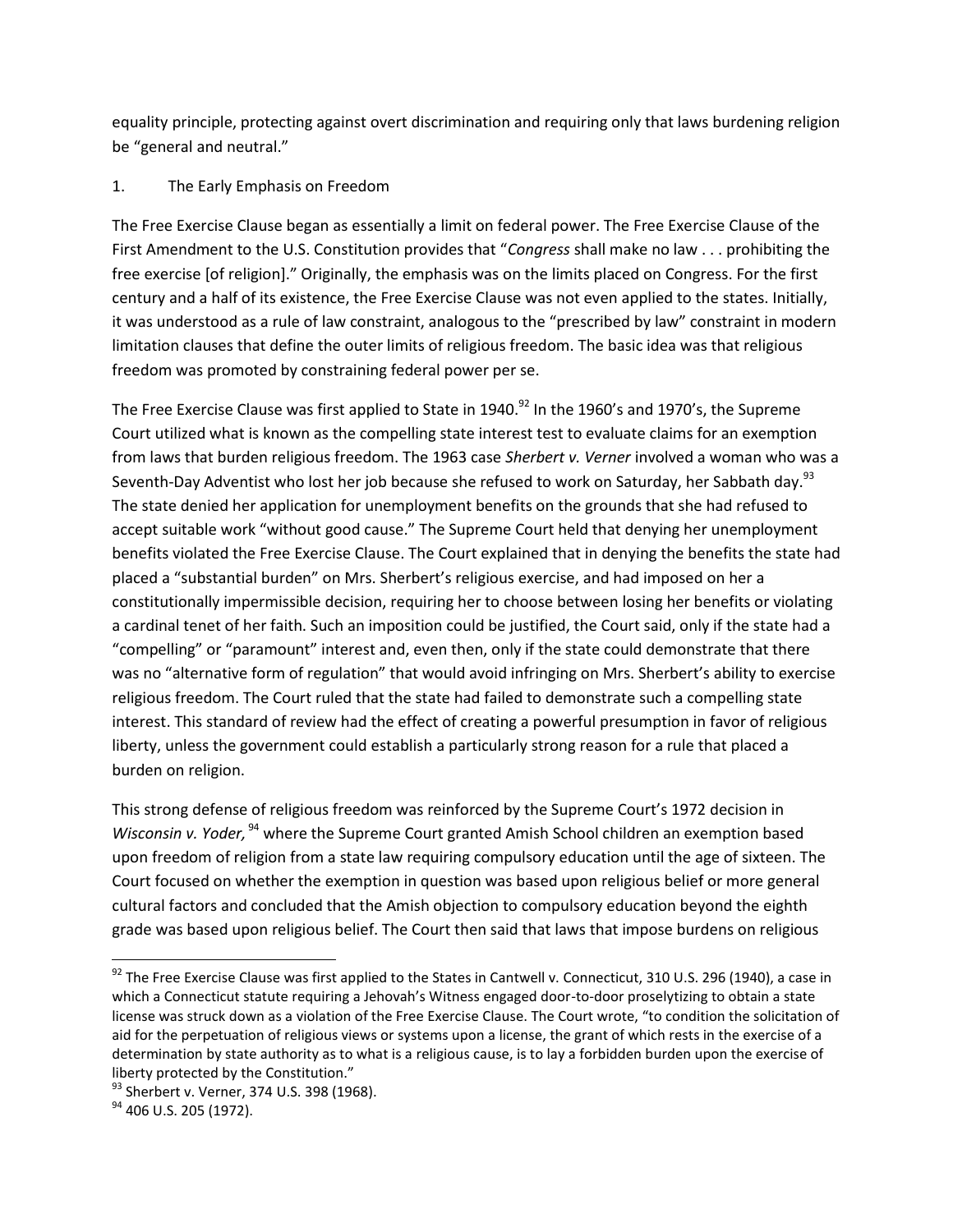equality principle, protecting against overt discrimination and requiring only that laws burdening religion be "general and neutral."

1. The Early Emphasis on Freedom

The Free Exercise Clause began as essentially a limit on federal power. The Free Exercise Clause of the First Amendment to the U.S. Constitution provides that "*Congress* shall make no law . . . prohibiting the free exercise [of religion]." Originally, the emphasis was on the limits placed on Congress. For the first century and a half of its existence, the Free Exercise Clause was not even applied to the states. Initially, it was understood as a rule of law constraint, analogous to the "prescribed by law" constraint in modern limitation clauses that define the outer limits of religious freedom. The basic idea was that religious freedom was promoted by constraining federal power per se.

The Free Exercise Clause was first applied to State in 1940.[92] In the 1960's and 1970's, the Supreme Court utilized what is known as the compelling state interest test to evaluate claims for an exemption from laws that burden religious freedom. The 1963 case *Sherbert v. Verner* involved a woman who was a Seventh-Day Adventist who lost her job because she refused to work on Saturday, her Sabbath day.[93] The state denied her application for unemployment benefits on the grounds that she had refused to accept suitable work "without good cause." The Supreme Court held that denying her unemployment benefits violated the Free Exercise Clause. The Court explained that in denying the benefits the state had placed a "substantial burden" on Mrs. Sherbert's religious exercise, and had imposed on her a constitutionally impermissible decision, requiring her to choose between losing her benefits or violating a cardinal tenet of her faith. Such an imposition could be justified, the Court said, only if the state had a "compelling" or "paramount" interest and, even then, only if the state could demonstrate that there was no "alternative form of regulation" that would avoid infringing on Mrs. Sherbert's ability to exercise religious freedom. The Court ruled that the state had failed to demonstrate such a compelling state interest. This standard of review had the effect of creating a powerful presumption in favor of religious liberty, unless the government could establish a particularly strong reason for a rule that placed a burden on religion.

This strong defense of religious freedom was reinforced by the Supreme Court's 1972 decision in *Wisconsin v. Yoder,*[94] where the Supreme Court granted Amish School children an exemption based upon freedom of religion from a state law requiring compulsory education until the age of sixteen. The Court focused on whether the exemption in question was based upon religious belief or more general cultural factors and concluded that the Amish objection to compulsory education beyond the eighth grade was based upon religious belief. The Court then said that laws that impose burdens on religious

---

[92] The Free Exercise Clause was first applied to the States in Cantwell v. Connecticut, 310 U.S. 296 (1940), a case in which a Connecticut statute requiring a Jehovah's Witness engaged door-to-door proselytizing to obtain a state license was struck down as a violation of the Free Exercise Clause. The Court wrote, "to condition the solicitation of aid for the perpetuation of religious views or systems upon a license, the grant of which rests in the exercise of a determination by state authority as to what is a religious cause, is to lay a forbidden burden upon the exercise of liberty protected by the Constitution."

[93] Sherbert v. Verner, 374 U.S. 398 (1968).

[94] 406 U.S. 205 (1972).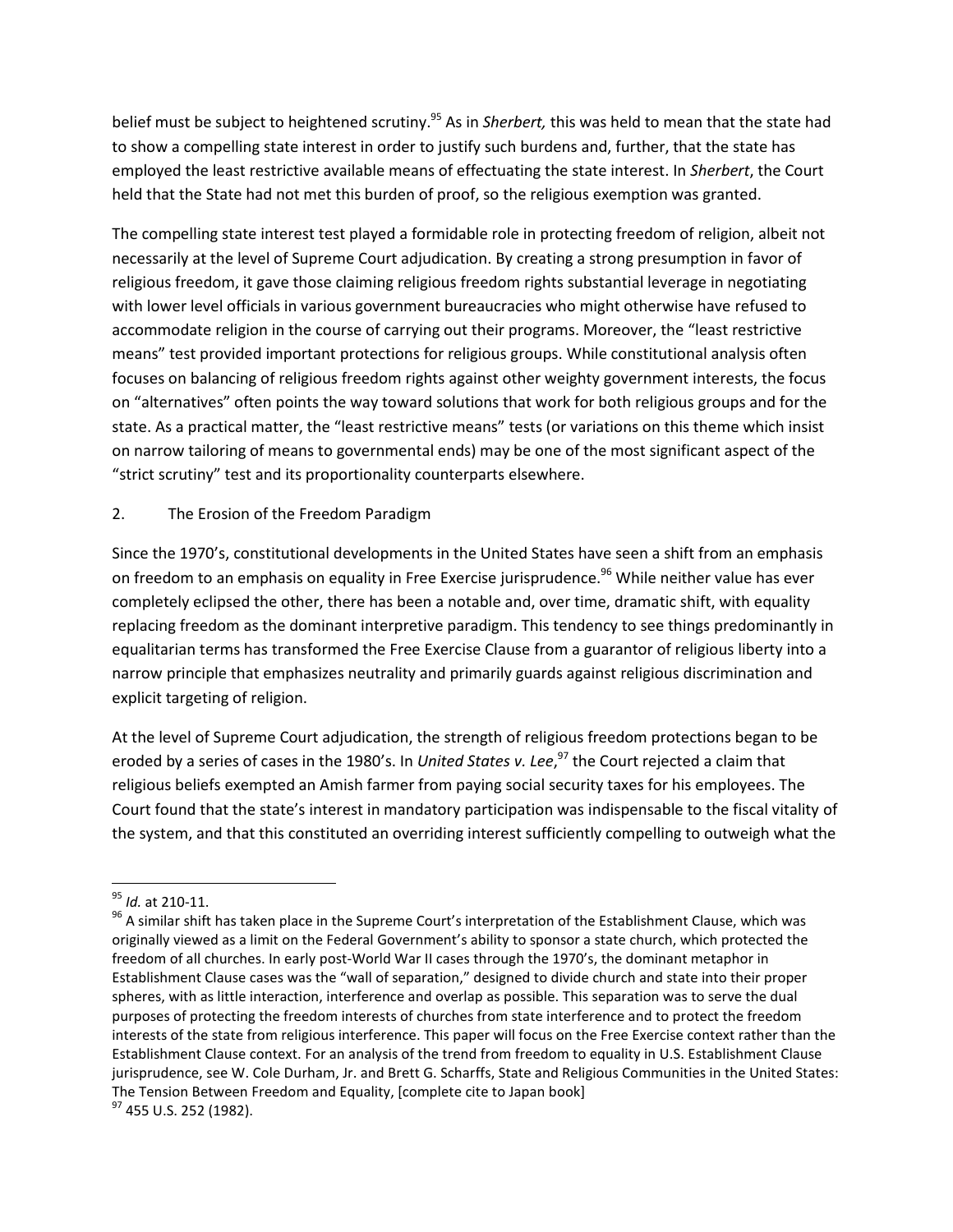belief must be subject to heightened scrutiny.[95] As in *Sherbert,* this was held to mean that the state had to show a compelling state interest in order to justify such burdens and, further, that the state has employed the least restrictive available means of effectuating the state interest. In *Sherbert*, the Court held that the State had not met this burden of proof, so the religious exemption was granted.

The compelling state interest test played a formidable role in protecting freedom of religion, albeit not necessarily at the level of Supreme Court adjudication. By creating a strong presumption in favor of religious freedom, it gave those claiming religious freedom rights substantial leverage in negotiating with lower level officials in various government bureaucracies who might otherwise have refused to accommodate religion in the course of carrying out their programs. Moreover, the "least restrictive means" test provided important protections for religious groups. While constitutional analysis often focuses on balancing of religious freedom rights against other weighty government interests, the focus on "alternatives" often points the way toward solutions that work for both religious groups and for the state. As a practical matter, the "least restrictive means" tests (or variations on this theme which insist on narrow tailoring of means to governmental ends) may be one of the most significant aspect of the "strict scrutiny" test and its proportionality counterparts elsewhere.

2. The Erosion of the Freedom Paradigm

Since the 1970's, constitutional developments in the United States have seen a shift from an emphasis on freedom to an emphasis on equality in Free Exercise jurisprudence.[96] While neither value has ever completely eclipsed the other, there has been a notable and, over time, dramatic shift, with equality replacing freedom as the dominant interpretive paradigm. This tendency to see things predominantly in equalitarian terms has transformed the Free Exercise Clause from a guarantor of religious liberty into a narrow principle that emphasizes neutrality and primarily guards against religious discrimination and explicit targeting of religion.

At the level of Supreme Court adjudication, the strength of religious freedom protections began to be eroded by a series of cases in the 1980's. In *United States v. Lee*,[97] the Court rejected a claim that religious beliefs exempted an Amish farmer from paying social security taxes for his employees. The Court found that the state's interest in mandatory participation was indispensable to the fiscal vitality of the system, and that this constituted an overriding interest sufficiently compelling to outweigh what the

---

[95] *Id.* at 210-11.

[96] A similar shift has taken place in the Supreme Court's interpretation of the Establishment Clause, which was originally viewed as a limit on the Federal Government's ability to sponsor a state church, which protected the freedom of all churches. In early post-World War II cases through the 1970's, the dominant metaphor in Establishment Clause cases was the "wall of separation," designed to divide church and state into their proper spheres, with as little interaction, interference and overlap as possible. This separation was to serve the dual purposes of protecting the freedom interests of churches from state interference and to protect the freedom interests of the state from religious interference. This paper will focus on the Free Exercise context rather than the Establishment Clause context. For an analysis of the trend from freedom to equality in U.S. Establishment Clause jurisprudence, see W. Cole Durham, Jr. and Brett G. Scharffs, State and Religious Communities in the United States: The Tension Between Freedom and Equality, [complete cite to Japan book]

[97] 455 U.S. 252 (1982).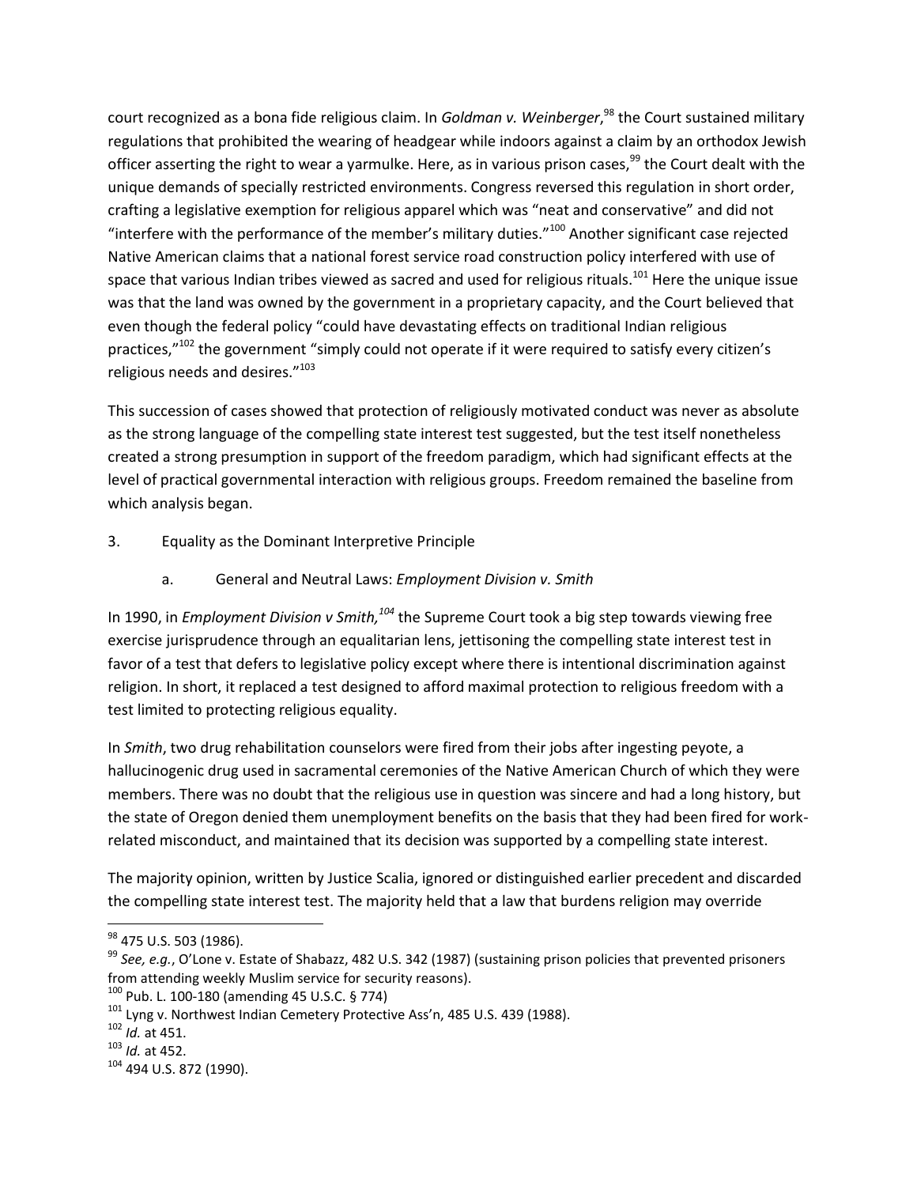court recognized as a bona fide religious claim. In *Goldman v. Weinberger*,[98] the Court sustained military regulations that prohibited the wearing of headgear while indoors against a claim by an orthodox Jewish officer asserting the right to wear a yarmulke. Here, as in various prison cases,[99] the Court dealt with the unique demands of specially restricted environments. Congress reversed this regulation in short order, crafting a legislative exemption for religious apparel which was "neat and conservative" and did not "interfere with the performance of the member's military duties."[100] Another significant case rejected Native American claims that a national forest service road construction policy interfered with use of space that various Indian tribes viewed as sacred and used for religious rituals.[101] Here the unique issue was that the land was owned by the government in a proprietary capacity, and the Court believed that even though the federal policy "could have devastating effects on traditional Indian religious practices,"[102] the government "simply could not operate if it were required to satisfy every citizen's religious needs and desires."[103]

This succession of cases showed that protection of religiously motivated conduct was never as absolute as the strong language of the compelling state interest test suggested, but the test itself nonetheless created a strong presumption in support of the freedom paradigm, which had significant effects at the level of practical governmental interaction with religious groups. Freedom remained the baseline from which analysis began.

3. Equality as the Dominant Interpretive Principle

a. General and Neutral Laws: *Employment Division v. Smith*

In 1990, in *Employment Division v Smith,*[104] the Supreme Court took a big step towards viewing free exercise jurisprudence through an equalitarian lens, jettisoning the compelling state interest test in favor of a test that defers to legislative policy except where there is intentional discrimination against religion. In short, it replaced a test designed to afford maximal protection to religious freedom with a test limited to protecting religious equality.

In *Smith*, two drug rehabilitation counselors were fired from their jobs after ingesting peyote, a hallucinogenic drug used in sacramental ceremonies of the Native American Church of which they were members. There was no doubt that the religious use in question was sincere and had a long history, but the state of Oregon denied them unemployment benefits on the basis that they had been fired for work-related misconduct, and maintained that its decision was supported by a compelling state interest.

The majority opinion, written by Justice Scalia, ignored or distinguished earlier precedent and discarded the compelling state interest test. The majority held that a law that burdens religion may override

---

[98] 475 U.S. 503 (1986).

[99] *See, e.g.*, O'Lone v. Estate of Shabazz, 482 U.S. 342 (1987) (sustaining prison policies that prevented prisoners from attending weekly Muslim service for security reasons).

[100] Pub. L. 100-180 (amending 45 U.S.C. § 774)

[101] Lyng v. Northwest Indian Cemetery Protective Ass'n, 485 U.S. 439 (1988).

[102] *Id.* at 451.

[103] *Id.* at 452.

[104] 494 U.S. 872 (1990).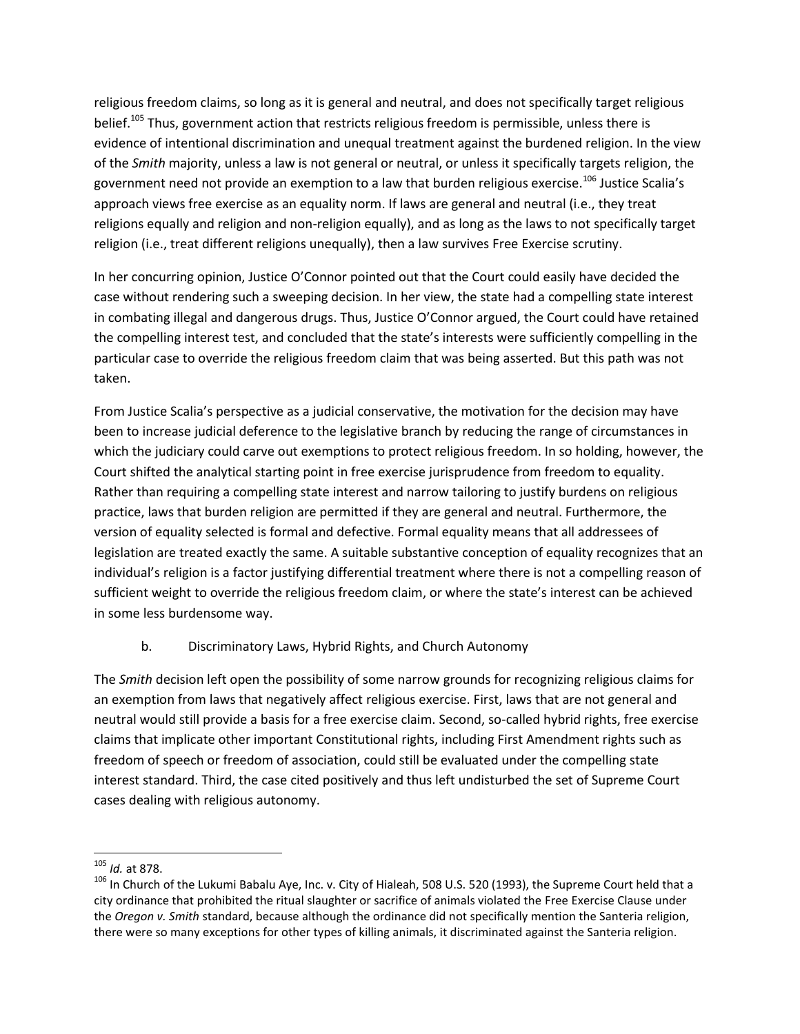religious freedom claims, so long as it is general and neutral, and does not specifically target religious belief.[105] Thus, government action that restricts religious freedom is permissible, unless there is evidence of intentional discrimination and unequal treatment against the burdened religion. In the view of the *Smith* majority, unless a law is not general or neutral, or unless it specifically targets religion, the government need not provide an exemption to a law that burden religious exercise.[106] Justice Scalia's approach views free exercise as an equality norm. If laws are general and neutral (i.e., they treat religions equally and religion and non-religion equally), and as long as the laws to not specifically target religion (i.e., treat different religions unequally), then a law survives Free Exercise scrutiny.

In her concurring opinion, Justice O'Connor pointed out that the Court could easily have decided the case without rendering such a sweeping decision. In her view, the state had a compelling state interest in combating illegal and dangerous drugs. Thus, Justice O'Connor argued, the Court could have retained the compelling interest test, and concluded that the state's interests were sufficiently compelling in the particular case to override the religious freedom claim that was being asserted. But this path was not taken.

From Justice Scalia's perspective as a judicial conservative, the motivation for the decision may have been to increase judicial deference to the legislative branch by reducing the range of circumstances in which the judiciary could carve out exemptions to protect religious freedom. In so holding, however, the Court shifted the analytical starting point in free exercise jurisprudence from freedom to equality. Rather than requiring a compelling state interest and narrow tailoring to justify burdens on religious practice, laws that burden religion are permitted if they are general and neutral. Furthermore, the version of equality selected is formal and defective. Formal equality means that all addressees of legislation are treated exactly the same. A suitable substantive conception of equality recognizes that an individual's religion is a factor justifying differential treatment where there is not a compelling reason of sufficient weight to override the religious freedom claim, or where the state's interest can be achieved in some less burdensome way.

### b. Discriminatory Laws, Hybrid Rights, and Church Autonomy

The *Smith* decision left open the possibility of some narrow grounds for recognizing religious claims for an exemption from laws that negatively affect religious exercise. First, laws that are not general and neutral would still provide a basis for a free exercise claim. Second, so-called hybrid rights, free exercise claims that implicate other important Constitutional rights, including First Amendment rights such as freedom of speech or freedom of association, could still be evaluated under the compelling state interest standard. Third, the case cited positively and thus left undisturbed the set of Supreme Court cases dealing with religious autonomy.

---

[105] *Id.* at 878.

[106] In Church of the Lukumi Babalu Aye, Inc. v. City of Hialeah, 508 U.S. 520 (1993), the Supreme Court held that a city ordinance that prohibited the ritual slaughter or sacrifice of animals violated the Free Exercise Clause under the *Oregon v. Smith* standard, because although the ordinance did not specifically mention the Santeria religion, there were so many exceptions for other types of killing animals, it discriminated against the Santeria religion.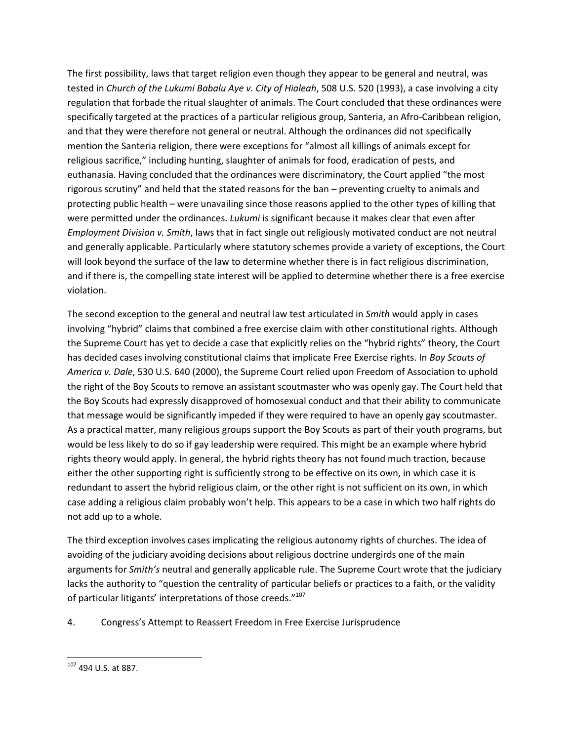The first possibility, laws that target religion even though they appear to be general and neutral, was tested in *Church of the Lukumi Babalu Aye v. City of Hialeah*, 508 U.S. 520 (1993), a case involving a city regulation that forbade the ritual slaughter of animals. The Court concluded that these ordinances were specifically targeted at the practices of a particular religious group, Santeria, an Afro-Caribbean religion, and that they were therefore not general or neutral. Although the ordinances did not specifically mention the Santeria religion, there were exceptions for "almost all killings of animals except for religious sacrifice," including hunting, slaughter of animals for food, eradication of pests, and euthanasia. Having concluded that the ordinances were discriminatory, the Court applied "the most rigorous scrutiny" and held that the stated reasons for the ban – preventing cruelty to animals and protecting public health – were unavailing since those reasons applied to the other types of killing that were permitted under the ordinances. *Lukumi* is significant because it makes clear that even after *Employment Division v. Smith*, laws that in fact single out religiously motivated conduct are not neutral and generally applicable. Particularly where statutory schemes provide a variety of exceptions, the Court will look beyond the surface of the law to determine whether there is in fact religious discrimination, and if there is, the compelling state interest will be applied to determine whether there is a free exercise violation.

The second exception to the general and neutral law test articulated in *Smith* would apply in cases involving "hybrid" claims that combined a free exercise claim with other constitutional rights. Although the Supreme Court has yet to decide a case that explicitly relies on the "hybrid rights" theory, the Court has decided cases involving constitutional claims that implicate Free Exercise rights. In *Boy Scouts of America v. Dale*, 530 U.S. 640 (2000), the Supreme Court relied upon Freedom of Association to uphold the right of the Boy Scouts to remove an assistant scoutmaster who was openly gay. The Court held that the Boy Scouts had expressly disapproved of homosexual conduct and that their ability to communicate that message would be significantly impeded if they were required to have an openly gay scoutmaster. As a practical matter, many religious groups support the Boy Scouts as part of their youth programs, but would be less likely to do so if gay leadership were required. This might be an example where hybrid rights theory would apply. In general, the hybrid rights theory has not found much traction, because either the other supporting right is sufficiently strong to be effective on its own, in which case it is redundant to assert the hybrid religious claim, or the other right is not sufficient on its own, in which case adding a religious claim probably won't help. This appears to be a case in which two half rights do not add up to a whole.

The third exception involves cases implicating the religious autonomy rights of churches. The idea of avoiding of the judiciary avoiding decisions about religious doctrine undergirds one of the main arguments for *Smith's* neutral and generally applicable rule. The Supreme Court wrote that the judiciary lacks the authority to "question the centrality of particular beliefs or practices to a faith, or the validity of particular litigants' interpretations of those creeds."[107]

4. Congress's Attempt to Reassert Freedom in Free Exercise Jurisprudence

---

[107] 494 U.S. at 887.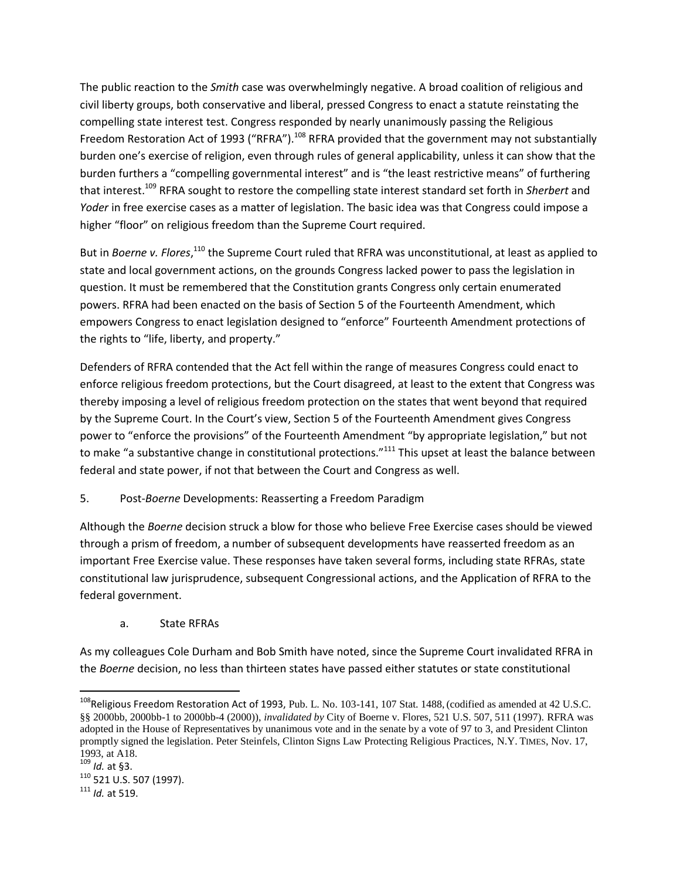The public reaction to the *Smith* case was overwhelmingly negative. A broad coalition of religious and civil liberty groups, both conservative and liberal, pressed Congress to enact a statute reinstating the compelling state interest test. Congress responded by nearly unanimously passing the Religious Freedom Restoration Act of 1993 ("RFRA").[108] RFRA provided that the government may not substantially burden one's exercise of religion, even through rules of general applicability, unless it can show that the burden furthers a "compelling governmental interest" and is "the least restrictive means" of furthering that interest.[109] RFRA sought to restore the compelling state interest standard set forth in *Sherbert* and *Yoder* in free exercise cases as a matter of legislation. The basic idea was that Congress could impose a higher "floor" on religious freedom than the Supreme Court required.

But in *Boerne v. Flores*,[110] the Supreme Court ruled that RFRA was unconstitutional, at least as applied to state and local government actions, on the grounds Congress lacked power to pass the legislation in question. It must be remembered that the Constitution grants Congress only certain enumerated powers. RFRA had been enacted on the basis of Section 5 of the Fourteenth Amendment, which empowers Congress to enact legislation designed to "enforce" Fourteenth Amendment protections of the rights to "life, liberty, and property."

Defenders of RFRA contended that the Act fell within the range of measures Congress could enact to enforce religious freedom protections, but the Court disagreed, at least to the extent that Congress was thereby imposing a level of religious freedom protection on the states that went beyond that required by the Supreme Court. In the Court's view, Section 5 of the Fourteenth Amendment gives Congress power to "enforce the provisions" of the Fourteenth Amendment "by appropriate legislation," but not to make "a substantive change in constitutional protections."[111] This upset at least the balance between federal and state power, if not that between the Court and Congress as well.

5. Post-*Boerne* Developments: Reasserting a Freedom Paradigm

Although the *Boerne* decision struck a blow for those who believe Free Exercise cases should be viewed through a prism of freedom, a number of subsequent developments have reasserted freedom as an important Free Exercise value. These responses have taken several forms, including state RFRAs, state constitutional law jurisprudence, subsequent Congressional actions, and the Application of RFRA to the federal government.

a. State RFRAs

As my colleagues Cole Durham and Bob Smith have noted, since the Supreme Court invalidated RFRA in the *Boerne* decision, no less than thirteen states have passed either statutes or state constitutional

---

[108] Religious Freedom Restoration Act of 1993, Pub. L. No. 103-141, 107 Stat. 1488, (codified as amended at 42 U.S.C. §§ 2000bb, 2000bb-1 to 2000bb-4 (2000)), *invalidated by* City of Boerne v. Flores, 521 U.S. 507, 511 (1997). RFRA was adopted in the House of Representatives by unanimous vote and in the senate by a vote of 97 to 3, and President Clinton promptly signed the legislation. Peter Steinfels, Clinton Signs Law Protecting Religious Practices, N.Y. TIMES, Nov. 17, 1993, at A18.

[109] *Id.* at §3.

[110] 521 U.S. 507 (1997).

[111] *Id.* at 519.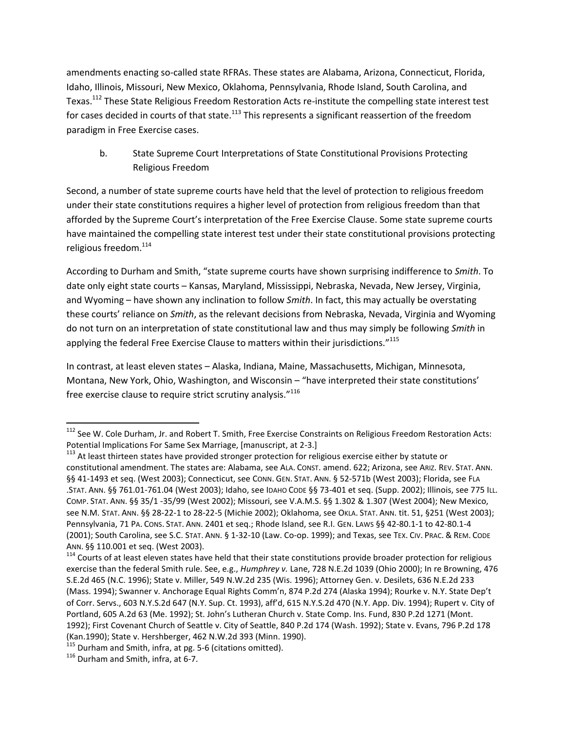amendments enacting so-called state RFRAs. These states are Alabama, Arizona, Connecticut, Florida, Idaho, Illinois, Missouri, New Mexico, Oklahoma, Pennsylvania, Rhode Island, South Carolina, and Texas.[112] These State Religious Freedom Restoration Acts re-institute the compelling state interest test for cases decided in courts of that state.[113] This represents a significant reassertion of the freedom paradigm in Free Exercise cases.

b. State Supreme Court Interpretations of State Constitutional Provisions Protecting Religious Freedom

Second, a number of state supreme courts have held that the level of protection to religious freedom under their state constitutions requires a higher level of protection from religious freedom than that afforded by the Supreme Court's interpretation of the Free Exercise Clause. Some state supreme courts have maintained the compelling state interest test under their state constitutional provisions protecting religious freedom.[114]

According to Durham and Smith, "state supreme courts have shown surprising indifference to *Smith*. To date only eight state courts – Kansas, Maryland, Mississippi, Nebraska, Nevada, New Jersey, Virginia, and Wyoming – have shown any inclination to follow *Smith*. In fact, this may actually be overstating these courts' reliance on *Smith*, as the relevant decisions from Nebraska, Nevada, Virginia and Wyoming do not turn on an interpretation of state constitutional law and thus may simply be following *Smith* in applying the federal Free Exercise Clause to matters within their jurisdictions."[115]

In contrast, at least eleven states – Alaska, Indiana, Maine, Massachusetts, Michigan, Minnesota, Montana, New York, Ohio, Washington, and Wisconsin – "have interpreted their state constitutions' free exercise clause to require strict scrutiny analysis."[116]

---

[112] See W. Cole Durham, Jr. and Robert T. Smith, Free Exercise Constraints on Religious Freedom Restoration Acts: Potential Implications For Same Sex Marriage, [manuscript, at 2-3.]

[113] At least thirteen states have provided stronger protection for religious exercise either by statute or constitutional amendment. The states are: Alabama, see ALA. CONST. amend. 622; Arizona, see ARIZ. REV. STAT. ANN. §§ 41-1493 et seq. (West 2003); Connecticut, see CONN. GEN. STAT. ANN. § 52-571b (West 2003); Florida, see FLA .STAT. ANN. §§ 761.01-761.04 (West 2003); Idaho, see IDAHO CODE §§ 73-401 et seq. (Supp. 2002); Illinois, see 775 ILL. COMP. STAT. ANN. §§ 35/1 -35/99 (West 2002); Missouri, see V.A.M.S. §§ 1.302 & 1.307 (West 2004); New Mexico, see N.M. STAT. ANN. §§ 28-22-1 to 28-22-5 (Michie 2002); Oklahoma, see OKLA. STAT. ANN. tit. 51, §251 (West 2003); Pennsylvania, 71 PA. CONS. STAT. ANN. 2401 et seq.; Rhode Island, see R.I. GEN. LAWS §§ 42-80.1-1 to 42-80.1-4 (2001); South Carolina, see S.C. STAT. ANN. § 1-32-10 (Law. Co-op. 1999); and Texas, see TEX. CIV. PRAC. & REM. CODE ANN. §§ 110.001 et seq. (West 2003).

[114] Courts of at least eleven states have held that their state constitutions provide broader protection for religious exercise than the federal Smith rule. See, e.g., *Humphrey v.* Lane, 728 N.E.2d 1039 (Ohio 2000); In re Browning, 476 S.E.2d 465 (N.C. 1996); State v. Miller, 549 N.W.2d 235 (Wis. 1996); Attorney Gen. v. Desilets, 636 N.E.2d 233 (Mass. 1994); Swanner v. Anchorage Equal Rights Comm'n, 874 P.2d 274 (Alaska 1994); Rourke v. N.Y. State Dep't of Corr. Servs., 603 N.Y.S.2d 647 (N.Y. Sup. Ct. 1993), aff'd, 615 N.Y.S.2d 470 (N.Y. App. Div. 1994); Rupert v. City of Portland, 605 A.2d 63 (Me. 1992); St. John's Lutheran Church v. State Comp. Ins. Fund, 830 P.2d 1271 (Mont. 1992); First Covenant Church of Seattle v. City of Seattle, 840 P.2d 174 (Wash. 1992); State v. Evans, 796 P.2d 178 (Kan.1990); State v. Hershberger, 462 N.W.2d 393 (Minn. 1990).

[115] Durham and Smith, infra, at pg. 5-6 (citations omitted).

[116] Durham and Smith, infra, at 6-7.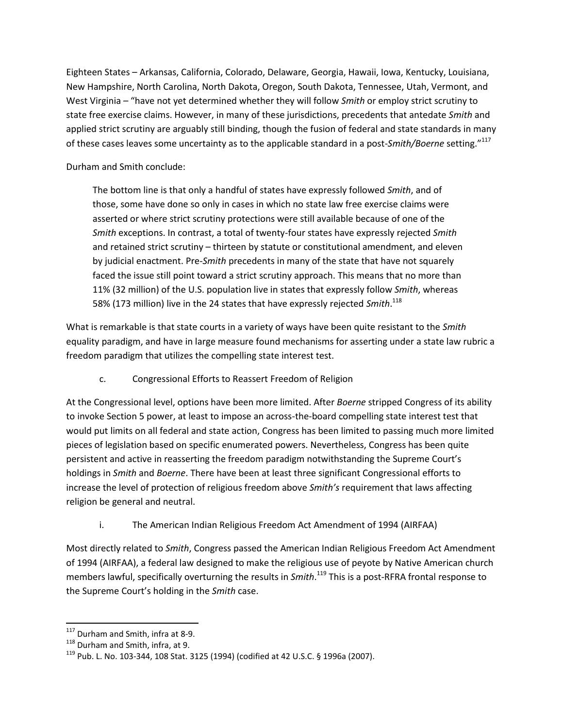Eighteen States – Arkansas, California, Colorado, Delaware, Georgia, Hawaii, Iowa, Kentucky, Louisiana, New Hampshire, North Carolina, North Dakota, Oregon, South Dakota, Tennessee, Utah, Vermont, and West Virginia – "have not yet determined whether they will follow *Smith* or employ strict scrutiny to state free exercise claims. However, in many of these jurisdictions, precedents that antedate *Smith* and applied strict scrutiny are arguably still binding, though the fusion of federal and state standards in many of these cases leaves some uncertainty as to the applicable standard in a post-*Smith/Boerne* setting."[117]

Durham and Smith conclude:

> The bottom line is that only a handful of states have expressly followed *Smith*, and of those, some have done so only in cases in which no state law free exercise claims were asserted or where strict scrutiny protections were still available because of one of the *Smith* exceptions. In contrast, a total of twenty-four states have expressly rejected *Smith* and retained strict scrutiny – thirteen by statute or constitutional amendment, and eleven by judicial enactment. Pre-*Smith* precedents in many of the state that have not squarely faced the issue still point toward a strict scrutiny approach. This means that no more than 11% (32 million) of the U.S. population live in states that expressly follow *Smith*, whereas 58% (173 million) live in the 24 states that have expressly rejected *Smith*.[118]

What is remarkable is that state courts in a variety of ways have been quite resistant to the *Smith* equality paradigm, and have in large measure found mechanisms for asserting under a state law rubric a freedom paradigm that utilizes the compelling state interest test.

### c. Congressional Efforts to Reassert Freedom of Religion

At the Congressional level, options have been more limited. After *Boerne* stripped Congress of its ability to invoke Section 5 power, at least to impose an across-the-board compelling state interest test that would put limits on all federal and state action, Congress has been limited to passing much more limited pieces of legislation based on specific enumerated powers. Nevertheless, Congress has been quite persistent and active in reasserting the freedom paradigm notwithstanding the Supreme Court's holdings in *Smith* and *Boerne*. There have been at least three significant Congressional efforts to increase the level of protection of religious freedom above *Smith's* requirement that laws affecting religion be general and neutral.

#### i. The American Indian Religious Freedom Act Amendment of 1994 (AIRFAA)

Most directly related to *Smith*, Congress passed the American Indian Religious Freedom Act Amendment of 1994 (AIRFAA), a federal law designed to make the religious use of peyote by Native American church members lawful, specifically overturning the results in *Smith*.[119] This is a post-RFRA frontal response to the Supreme Court's holding in the *Smith* case.

---

[117] Durham and Smith, infra at 8-9.

[118] Durham and Smith, infra, at 9.

[119] Pub. L. No. 103-344, 108 Stat. 3125 (1994) (codified at 42 U.S.C. § 1996a (2007).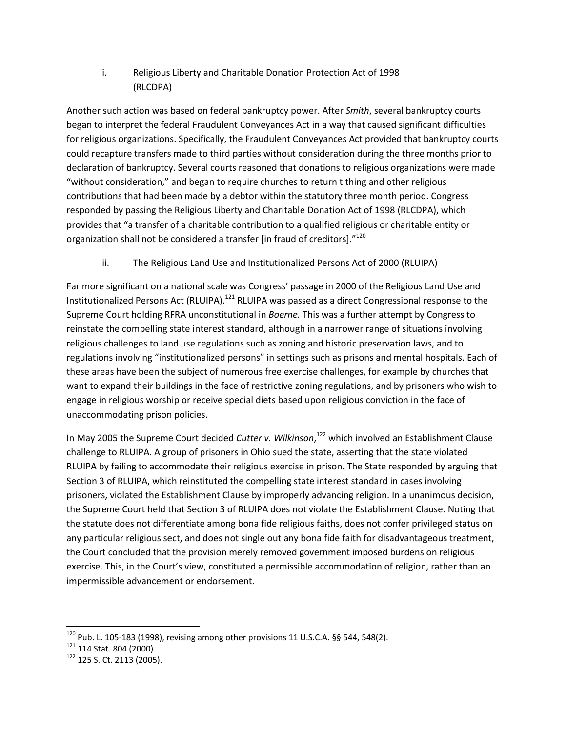### ii. Religious Liberty and Charitable Donation Protection Act of 1998 (RLCDPA)

Another such action was based on federal bankruptcy power. After *Smith*, several bankruptcy courts began to interpret the federal Fraudulent Conveyances Act in a way that caused significant difficulties for religious organizations. Specifically, the Fraudulent Conveyances Act provided that bankruptcy courts could recapture transfers made to third parties without consideration during the three months prior to declaration of bankruptcy. Several courts reasoned that donations to religious organizations were made "without consideration," and began to require churches to return tithing and other religious contributions that had been made by a debtor within the statutory three month period. Congress responded by passing the Religious Liberty and Charitable Donation Act of 1998 (RLCDPA), which provides that "a transfer of a charitable contribution to a qualified religious or charitable entity or organization shall not be considered a transfer [in fraud of creditors]."[120]

### iii. The Religious Land Use and Institutionalized Persons Act of 2000 (RLUIPA)

Far more significant on a national scale was Congress' passage in 2000 of the Religious Land Use and Institutionalized Persons Act (RLUIPA).[121] RLUIPA was passed as a direct Congressional response to the Supreme Court holding RFRA unconstitutional in *Boerne.* This was a further attempt by Congress to reinstate the compelling state interest standard, although in a narrower range of situations involving religious challenges to land use regulations such as zoning and historic preservation laws, and to regulations involving "institutionalized persons" in settings such as prisons and mental hospitals. Each of these areas have been the subject of numerous free exercise challenges, for example by churches that want to expand their buildings in the face of restrictive zoning regulations, and by prisoners who wish to engage in religious worship or receive special diets based upon religious conviction in the face of unaccommodating prison policies.

In May 2005 the Supreme Court decided *Cutter v. Wilkinson*,[122] which involved an Establishment Clause challenge to RLUIPA. A group of prisoners in Ohio sued the state, asserting that the state violated RLUIPA by failing to accommodate their religious exercise in prison. The State responded by arguing that Section 3 of RLUIPA, which reinstituted the compelling state interest standard in cases involving prisoners, violated the Establishment Clause by improperly advancing religion. In a unanimous decision, the Supreme Court held that Section 3 of RLUIPA does not violate the Establishment Clause. Noting that the statute does not differentiate among bona fide religious faiths, does not confer privileged status on any particular religious sect, and does not single out any bona fide faith for disadvantageous treatment, the Court concluded that the provision merely removed government imposed burdens on religious exercise. This, in the Court's view, constituted a permissible accommodation of religion, rather than an impermissible advancement or endorsement.

---

[120] Pub. L. 105-183 (1998), revising among other provisions 11 U.S.C.A. §§ 544, 548(2).

[121] 114 Stat. 804 (2000).

[122] 125 S. Ct. 2113 (2005).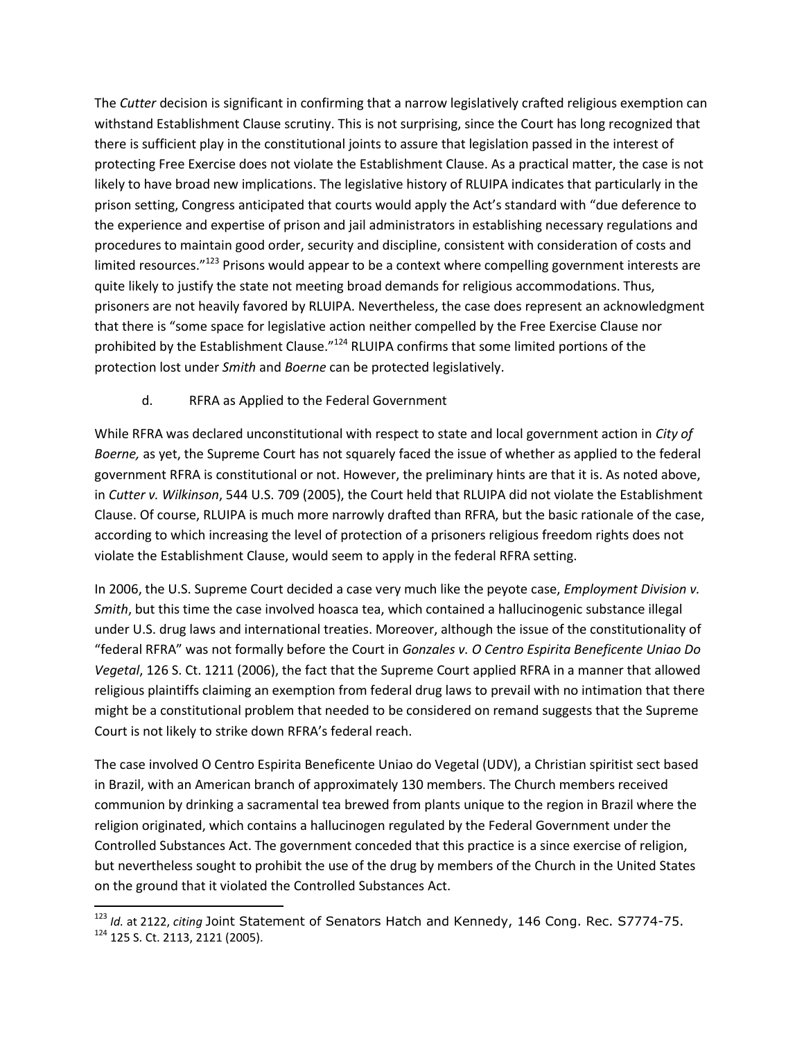The *Cutter* decision is significant in confirming that a narrow legislatively crafted religious exemption can withstand Establishment Clause scrutiny. This is not surprising, since the Court has long recognized that there is sufficient play in the constitutional joints to assure that legislation passed in the interest of protecting Free Exercise does not violate the Establishment Clause. As a practical matter, the case is not likely to have broad new implications. The legislative history of RLUIPA indicates that particularly in the prison setting, Congress anticipated that courts would apply the Act's standard with "due deference to the experience and expertise of prison and jail administrators in establishing necessary regulations and procedures to maintain good order, security and discipline, consistent with consideration of costs and limited resources."[123] Prisons would appear to be a context where compelling government interests are quite likely to justify the state not meeting broad demands for religious accommodations. Thus, prisoners are not heavily favored by RLUIPA. Nevertheless, the case does represent an acknowledgment that there is "some space for legislative action neither compelled by the Free Exercise Clause nor prohibited by the Establishment Clause."[124] RLUIPA confirms that some limited portions of the protection lost under *Smith* and *Boerne* can be protected legislatively.

d. RFRA as Applied to the Federal Government

While RFRA was declared unconstitutional with respect to state and local government action in *City of Boerne,* as yet, the Supreme Court has not squarely faced the issue of whether as applied to the federal government RFRA is constitutional or not. However, the preliminary hints are that it is. As noted above, in *Cutter v. Wilkinson*, 544 U.S. 709 (2005), the Court held that RLUIPA did not violate the Establishment Clause. Of course, RLUIPA is much more narrowly drafted than RFRA, but the basic rationale of the case, according to which increasing the level of protection of a prisoners religious freedom rights does not violate the Establishment Clause, would seem to apply in the federal RFRA setting.

In 2006, the U.S. Supreme Court decided a case very much like the peyote case, *Employment Division v. Smith*, but this time the case involved hoasca tea, which contained a hallucinogenic substance illegal under U.S. drug laws and international treaties. Moreover, although the issue of the constitutionality of "federal RFRA" was not formally before the Court in *Gonzales v. O Centro Espirita Beneficente Uniao Do Vegetal*, 126 S. Ct. 1211 (2006), the fact that the Supreme Court applied RFRA in a manner that allowed religious plaintiffs claiming an exemption from federal drug laws to prevail with no intimation that there might be a constitutional problem that needed to be considered on remand suggests that the Supreme Court is not likely to strike down RFRA's federal reach.

The case involved O Centro Espirita Beneficente Uniao do Vegetal (UDV), a Christian spiritist sect based in Brazil, with an American branch of approximately 130 members. The Church members received communion by drinking a sacramental tea brewed from plants unique to the region in Brazil where the religion originated, which contains a hallucinogen regulated by the Federal Government under the Controlled Substances Act. The government conceded that this practice is a since exercise of religion, but nevertheless sought to prohibit the use of the drug by members of the Church in the United States on the ground that it violated the Controlled Substances Act.

---

[123] *Id.* at 2122, *citing* Joint Statement of Senators Hatch and Kennedy, 146 Cong. Rec. S7774-75.

[124] 125 S. Ct. 2113, 2121 (2005).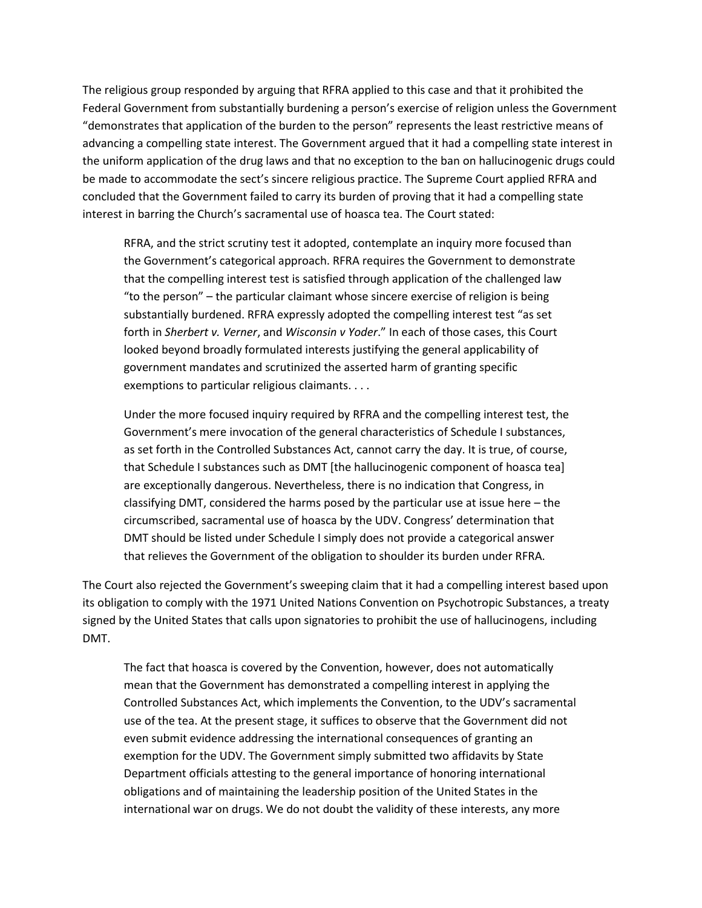The religious group responded by arguing that RFRA applied to this case and that it prohibited the Federal Government from substantially burdening a person's exercise of religion unless the Government "demonstrates that application of the burden to the person" represents the least restrictive means of advancing a compelling state interest. The Government argued that it had a compelling state interest in the uniform application of the drug laws and that no exception to the ban on hallucinogenic drugs could be made to accommodate the sect's sincere religious practice. The Supreme Court applied RFRA and concluded that the Government failed to carry its burden of proving that it had a compelling state interest in barring the Church's sacramental use of hoasca tea. The Court stated:

> RFRA, and the strict scrutiny test it adopted, contemplate an inquiry more focused than the Government's categorical approach. RFRA requires the Government to demonstrate that the compelling interest test is satisfied through application of the challenged law "to the person" – the particular claimant whose sincere exercise of religion is being substantially burdened. RFRA expressly adopted the compelling interest test "as set forth in *Sherbert v. Verner*, and *Wisconsin v Yoder*." In each of those cases, this Court looked beyond broadly formulated interests justifying the general applicability of government mandates and scrutinized the asserted harm of granting specific exemptions to particular religious claimants. . . .
>
> Under the more focused inquiry required by RFRA and the compelling interest test, the Government's mere invocation of the general characteristics of Schedule I substances, as set forth in the Controlled Substances Act, cannot carry the day. It is true, of course, that Schedule I substances such as DMT [the hallucinogenic component of hoasca tea] are exceptionally dangerous. Nevertheless, there is no indication that Congress, in classifying DMT, considered the harms posed by the particular use at issue here – the circumscribed, sacramental use of hoasca by the UDV. Congress' determination that DMT should be listed under Schedule I simply does not provide a categorical answer that relieves the Government of the obligation to shoulder its burden under RFRA.

The Court also rejected the Government's sweeping claim that it had a compelling interest based upon its obligation to comply with the 1971 United Nations Convention on Psychotropic Substances, a treaty signed by the United States that calls upon signatories to prohibit the use of hallucinogens, including DMT.

> The fact that hoasca is covered by the Convention, however, does not automatically mean that the Government has demonstrated a compelling interest in applying the Controlled Substances Act, which implements the Convention, to the UDV's sacramental use of the tea. At the present stage, it suffices to observe that the Government did not even submit evidence addressing the international consequences of granting an exemption for the UDV. The Government simply submitted two affidavits by State Department officials attesting to the general importance of honoring international obligations and of maintaining the leadership position of the United States in the international war on drugs. We do not doubt the validity of these interests, any more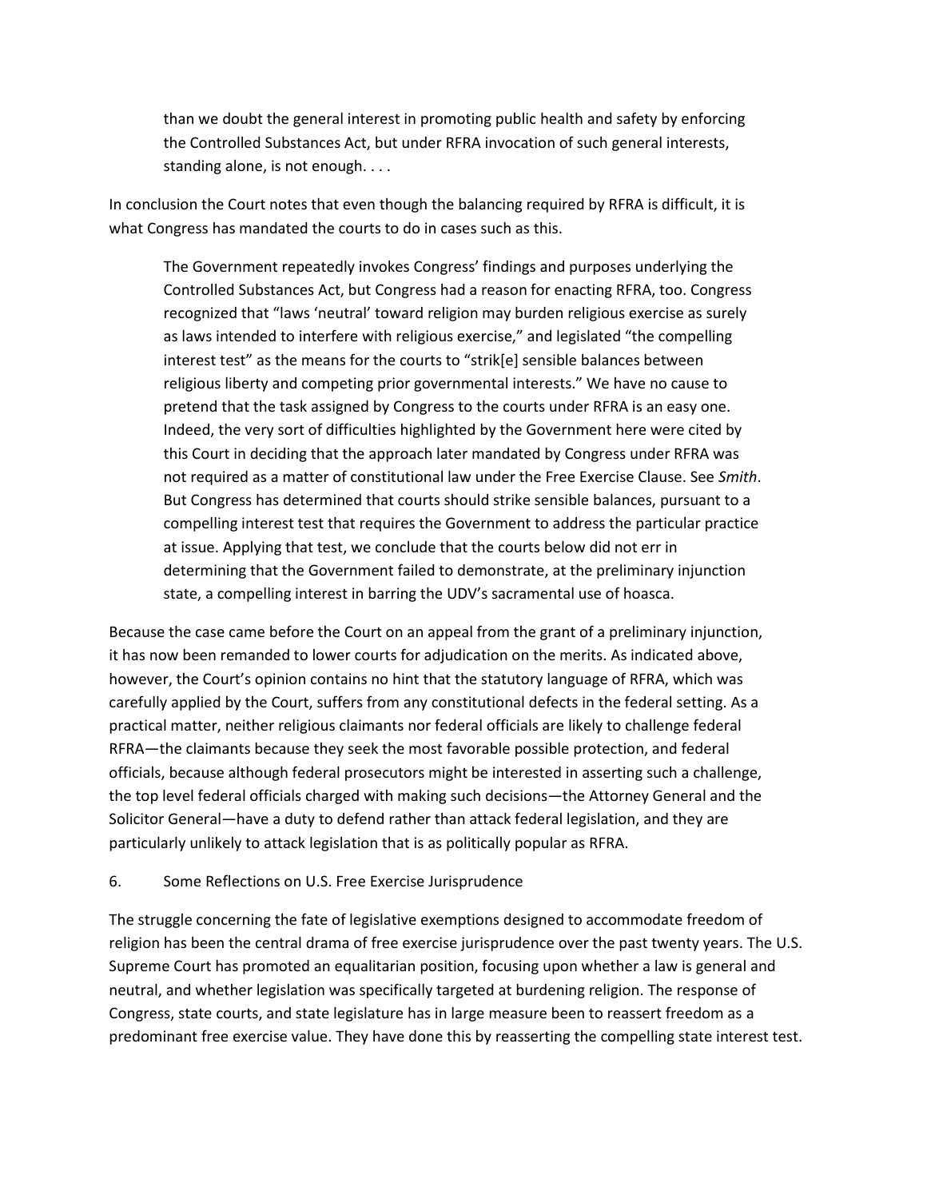> than we doubt the general interest in promoting public health and safety by enforcing the Controlled Substances Act, but under RFRA invocation of such general interests, standing alone, is not enough. . . .

In conclusion the Court notes that even though the balancing required by RFRA is difficult, it is what Congress has mandated the courts to do in cases such as this.

> The Government repeatedly invokes Congress' findings and purposes underlying the Controlled Substances Act, but Congress had a reason for enacting RFRA, too. Congress recognized that "laws 'neutral' toward religion may burden religious exercise as surely as laws intended to interfere with religious exercise," and legislated "the compelling interest test" as the means for the courts to "strik[e] sensible balances between religious liberty and competing prior governmental interests." We have no cause to pretend that the task assigned by Congress to the courts under RFRA is an easy one. Indeed, the very sort of difficulties highlighted by the Government here were cited by this Court in deciding that the approach later mandated by Congress under RFRA was not required as a matter of constitutional law under the Free Exercise Clause. See *Smith*. But Congress has determined that courts should strike sensible balances, pursuant to a compelling interest test that requires the Government to address the particular practice at issue. Applying that test, we conclude that the courts below did not err in determining that the Government failed to demonstrate, at the preliminary injunction state, a compelling interest in barring the UDV's sacramental use of hoasca.

Because the case came before the Court on an appeal from the grant of a preliminary injunction, it has now been remanded to lower courts for adjudication on the merits. As indicated above, however, the Court's opinion contains no hint that the statutory language of RFRA, which was carefully applied by the Court, suffers from any constitutional defects in the federal setting. As a practical matter, neither religious claimants nor federal officials are likely to challenge federal RFRA—the claimants because they seek the most favorable possible protection, and federal officials, because although federal prosecutors might be interested in asserting such a challenge, the top level federal officials charged with making such decisions—the Attorney General and the Solicitor General—have a duty to defend rather than attack federal legislation, and they are particularly unlikely to attack legislation that is as politically popular as RFRA.

6. Some Reflections on U.S. Free Exercise Jurisprudence

The struggle concerning the fate of legislative exemptions designed to accommodate freedom of religion has been the central drama of free exercise jurisprudence over the past twenty years. The U.S. Supreme Court has promoted an equalitarian position, focusing upon whether a law is general and neutral, and whether legislation was specifically targeted at burdening religion. The response of Congress, state courts, and state legislature has in large measure been to reassert freedom as a predominant free exercise value. They have done this by reasserting the compelling state interest test.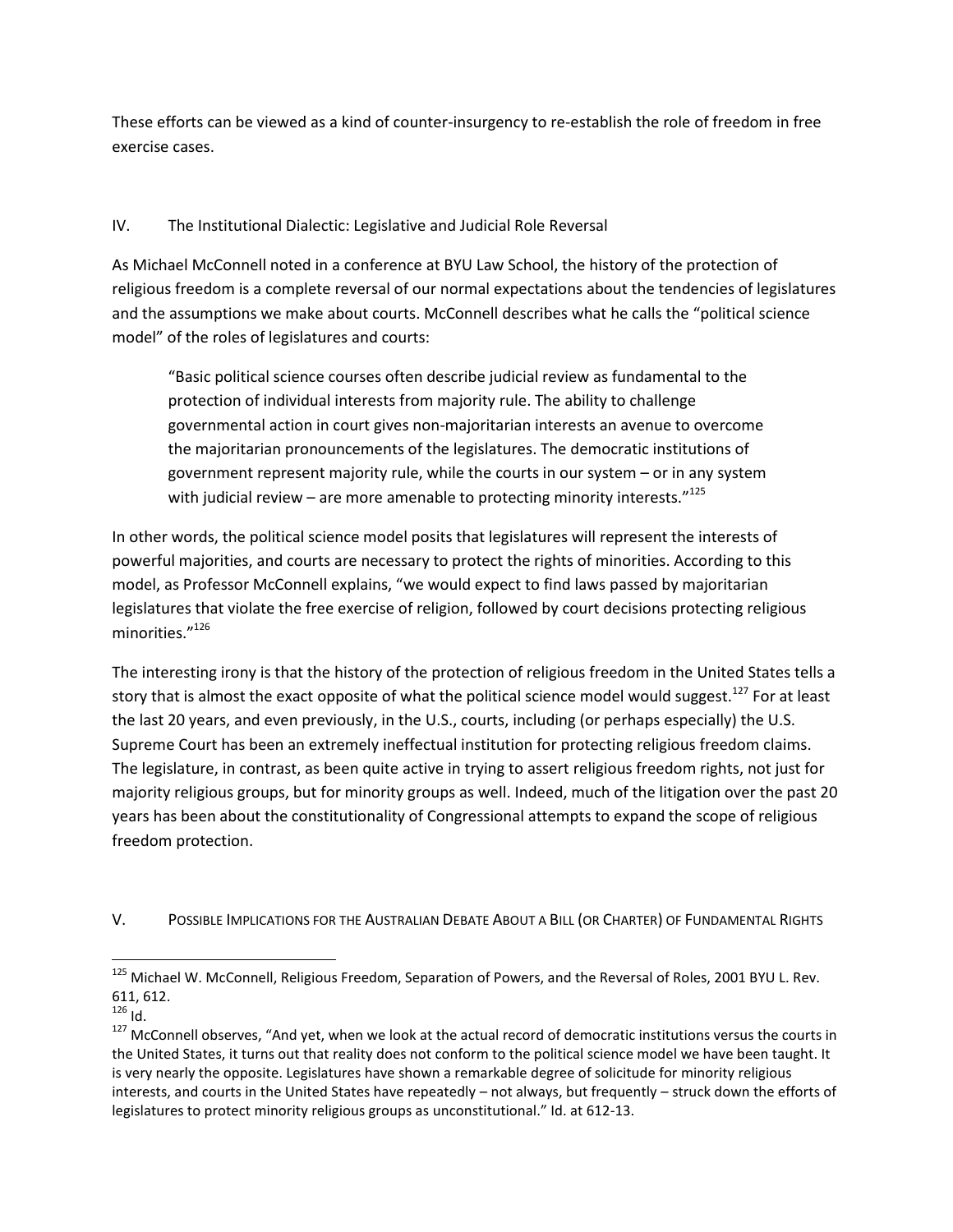These efforts can be viewed as a kind of counter-insurgency to re-establish the role of freedom in free exercise cases.

## IV. The Institutional Dialectic: Legislative and Judicial Role Reversal

As Michael McConnell noted in a conference at BYU Law School, the history of the protection of religious freedom is a complete reversal of our normal expectations about the tendencies of legislatures and the assumptions we make about courts. McConnell describes what he calls the "political science model" of the roles of legislatures and courts:

> "Basic political science courses often describe judicial review as fundamental to the protection of individual interests from majority rule. The ability to challenge governmental action in court gives non-majoritarian interests an avenue to overcome the majoritarian pronouncements of the legislatures. The democratic institutions of government represent majority rule, while the courts in our system – or in any system with judicial review – are more amenable to protecting minority interests."[125]

In other words, the political science model posits that legislatures will represent the interests of powerful majorities, and courts are necessary to protect the rights of minorities. According to this model, as Professor McConnell explains, "we would expect to find laws passed by majoritarian legislatures that violate the free exercise of religion, followed by court decisions protecting religious minorities."[126]

The interesting irony is that the history of the protection of religious freedom in the United States tells a story that is almost the exact opposite of what the political science model would suggest.[127] For at least the last 20 years, and even previously, in the U.S., courts, including (or perhaps especially) the U.S. Supreme Court has been an extremely ineffectual institution for protecting religious freedom claims. The legislature, in contrast, as been quite active in trying to assert religious freedom rights, not just for majority religious groups, but for minority groups as well. Indeed, much of the litigation over the past 20 years has been about the constitutionality of Congressional attempts to expand the scope of religious freedom protection.

## V. Possible Implications for the Australian Debate About a Bill (or Charter) of Fundamental Rights

---

[125] Michael W. McConnell, Religious Freedom, Separation of Powers, and the Reversal of Roles, 2001 BYU L. Rev. 611, 612.

[126] Id.

[127] McConnell observes, "And yet, when we look at the actual record of democratic institutions versus the courts in the United States, it turns out that reality does not conform to the political science model we have been taught. It is very nearly the opposite. Legislatures have shown a remarkable degree of solicitude for minority religious interests, and courts in the United States have repeatedly – not always, but frequently – struck down the efforts of legislatures to protect minority religious groups as unconstitutional." Id. at 612-13.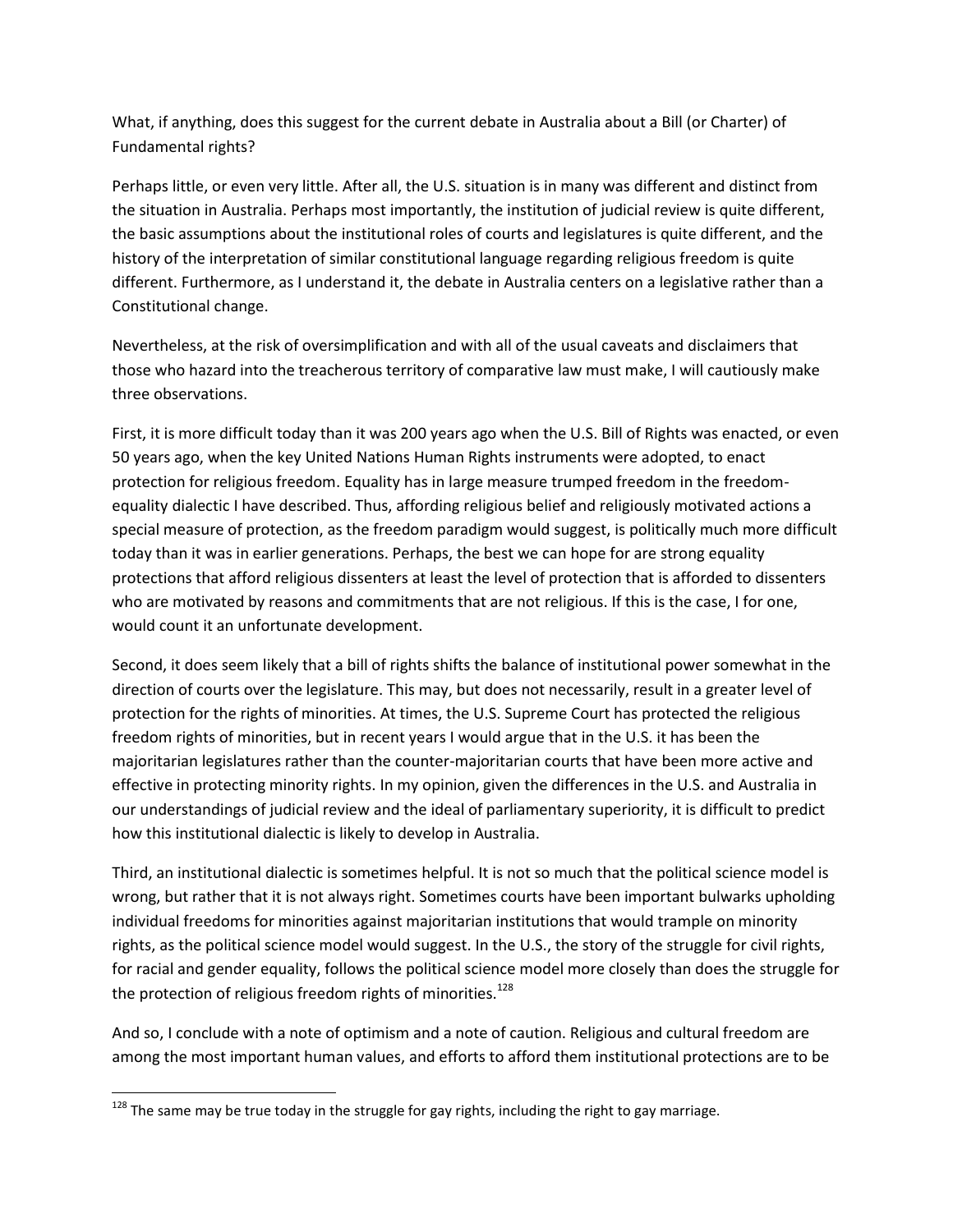What, if anything, does this suggest for the current debate in Australia about a Bill (or Charter) of Fundamental rights?

Perhaps little, or even very little. After all, the U.S. situation is in many was different and distinct from the situation in Australia. Perhaps most importantly, the institution of judicial review is quite different, the basic assumptions about the institutional roles of courts and legislatures is quite different, and the history of the interpretation of similar constitutional language regarding religious freedom is quite different. Furthermore, as I understand it, the debate in Australia centers on a legislative rather than a Constitutional change.

Nevertheless, at the risk of oversimplification and with all of the usual caveats and disclaimers that those who hazard into the treacherous territory of comparative law must make, I will cautiously make three observations.

First, it is more difficult today than it was 200 years ago when the U.S. Bill of Rights was enacted, or even 50 years ago, when the key United Nations Human Rights instruments were adopted, to enact protection for religious freedom. Equality has in large measure trumped freedom in the freedom-equality dialectic I have described. Thus, affording religious belief and religiously motivated actions a special measure of protection, as the freedom paradigm would suggest, is politically much more difficult today than it was in earlier generations. Perhaps, the best we can hope for are strong equality protections that afford religious dissenters at least the level of protection that is afforded to dissenters who are motivated by reasons and commitments that are not religious. If this is the case, I for one, would count it an unfortunate development.

Second, it does seem likely that a bill of rights shifts the balance of institutional power somewhat in the direction of courts over the legislature. This may, but does not necessarily, result in a greater level of protection for the rights of minorities. At times, the U.S. Supreme Court has protected the religious freedom rights of minorities, but in recent years I would argue that in the U.S. it has been the majoritarian legislatures rather than the counter-majoritarian courts that have been more active and effective in protecting minority rights. In my opinion, given the differences in the U.S. and Australia in our understandings of judicial review and the ideal of parliamentary superiority, it is difficult to predict how this institutional dialectic is likely to develop in Australia.

Third, an institutional dialectic is sometimes helpful. It is not so much that the political science model is wrong, but rather that it is not always right. Sometimes courts have been important bulwarks upholding individual freedoms for minorities against majoritarian institutions that would trample on minority rights, as the political science model would suggest. In the U.S., the story of the struggle for civil rights, for racial and gender equality, follows the political science model more closely than does the struggle for the protection of religious freedom rights of minorities.[128]

And so, I conclude with a note of optimism and a note of caution. Religious and cultural freedom are among the most important human values, and efforts to afford them institutional protections are to be

[128] The same may be true today in the struggle for gay rights, including the right to gay marriage.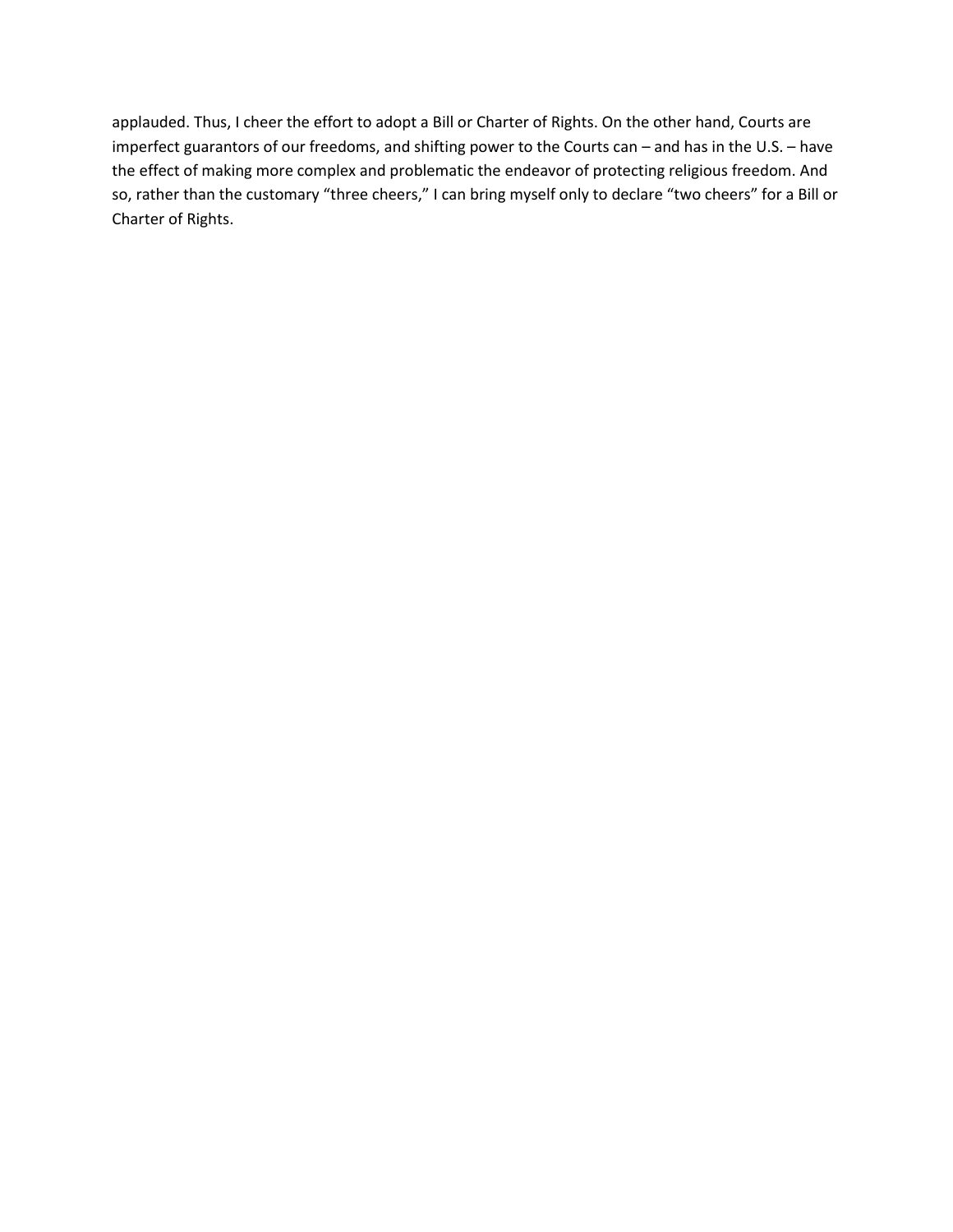applauded. Thus, I cheer the effort to adopt a Bill or Charter of Rights. On the other hand, Courts are imperfect guarantors of our freedoms, and shifting power to the Courts can – and has in the U.S. – have the effect of making more complex and problematic the endeavor of protecting religious freedom. And so, rather than the customary "three cheers," I can bring myself only to declare "two cheers" for a Bill or Charter of Rights.